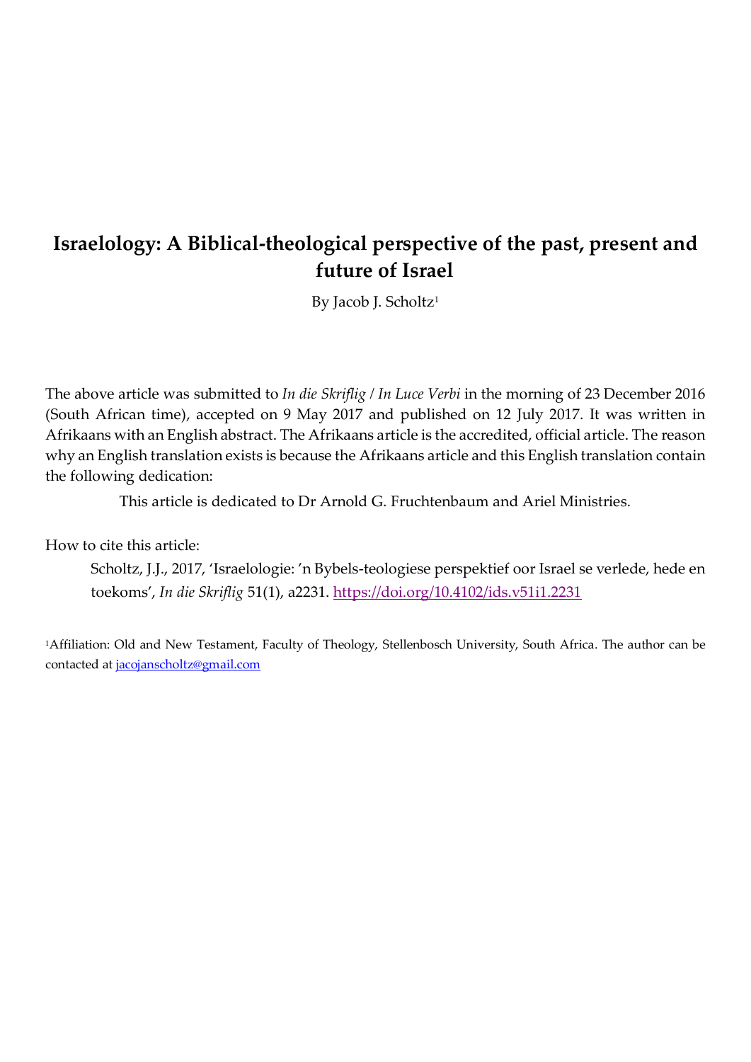# Israelology: A Biblical-theological perspective of the past, present and future of Israel

By Jacob J. Scholtz[1]

The above article was submitted to *In die Skriflig / In Luce Verbi* in the morning of 23 December 2016 (South African time), accepted on 9 May 2017 and published on 12 July 2017. It was written in Afrikaans with an English abstract. The Afrikaans article is the accredited, official article. The reason why an English translation exists is because the Afrikaans article and this English translation contain the following dedication:

> This article is dedicated to Dr Arnold G. Fruchtenbaum and Ariel Ministries.

How to cite this article:

> Scholtz, J.J., 2017, 'Israelologie: 'n Bybels-teologiese perspektief oor Israel se verlede, hede en toekoms', *In die Skriflig* 51(1), a2231. https://doi.org/10.4102/ids.v51i1.2231

[1]Affiliation: Old and New Testament, Faculty of Theology, Stellenbosch University, South Africa. The author can be contacted at jacojanscholtz@gmail.com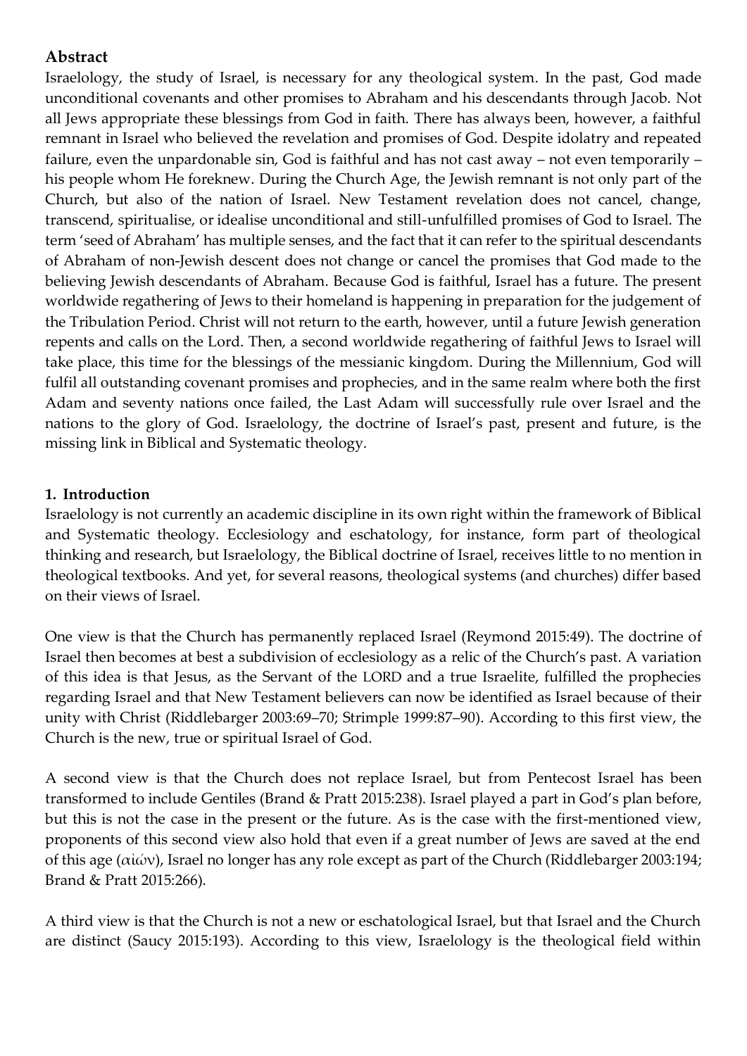## Abstract

Israelology, the study of Israel, is necessary for any theological system. In the past, God made unconditional covenants and other promises to Abraham and his descendants through Jacob. Not all Jews appropriate these blessings from God in faith. There has always been, however, a faithful remnant in Israel who believed the revelation and promises of God. Despite idolatry and repeated failure, even the unpardonable sin, God is faithful and has not cast away – not even temporarily – his people whom He foreknew. During the Church Age, the Jewish remnant is not only part of the Church, but also of the nation of Israel. New Testament revelation does not cancel, change, transcend, spiritualise, or idealise unconditional and still-unfulfilled promises of God to Israel. The term 'seed of Abraham' has multiple senses, and the fact that it can refer to the spiritual descendants of Abraham of non-Jewish descent does not change or cancel the promises that God made to the believing Jewish descendants of Abraham. Because God is faithful, Israel has a future. The present worldwide regathering of Jews to their homeland is happening in preparation for the judgement of the Tribulation Period. Christ will not return to the earth, however, until a future Jewish generation repents and calls on the Lord. Then, a second worldwide regathering of faithful Jews to Israel will take place, this time for the blessings of the messianic kingdom. During the Millennium, God will fulfil all outstanding covenant promises and prophecies, and in the same realm where both the first Adam and seventy nations once failed, the Last Adam will successfully rule over Israel and the nations to the glory of God. Israelology, the doctrine of Israel's past, present and future, is the missing link in Biblical and Systematic theology.

## 1. Introduction

Israelology is not currently an academic discipline in its own right within the framework of Biblical and Systematic theology. Ecclesiology and eschatology, for instance, form part of theological thinking and research, but Israelology, the Biblical doctrine of Israel, receives little to no mention in theological textbooks. And yet, for several reasons, theological systems (and churches) differ based on their views of Israel.

One view is that the Church has permanently replaced Israel (Reymond 2015:49). The doctrine of Israel then becomes at best a subdivision of ecclesiology as a relic of the Church's past. A variation of this idea is that Jesus, as the Servant of the LORD and a true Israelite, fulfilled the prophecies regarding Israel and that New Testament believers can now be identified as Israel because of their unity with Christ (Riddlebarger 2003:69–70; Strimple 1999:87–90). According to this first view, the Church is the new, true or spiritual Israel of God.

A second view is that the Church does not replace Israel, but from Pentecost Israel has been transformed to include Gentiles (Brand & Pratt 2015:238). Israel played a part in God's plan before, but this is not the case in the present or the future. As is the case with the first-mentioned view, proponents of this second view also hold that even if a great number of Jews are saved at the end of this age (αἰών), Israel no longer has any role except as part of the Church (Riddlebarger 2003:194; Brand & Pratt 2015:266).

A third view is that the Church is not a new or eschatological Israel, but that Israel and the Church are distinct (Saucy 2015:193). According to this view, Israelology is the theological field within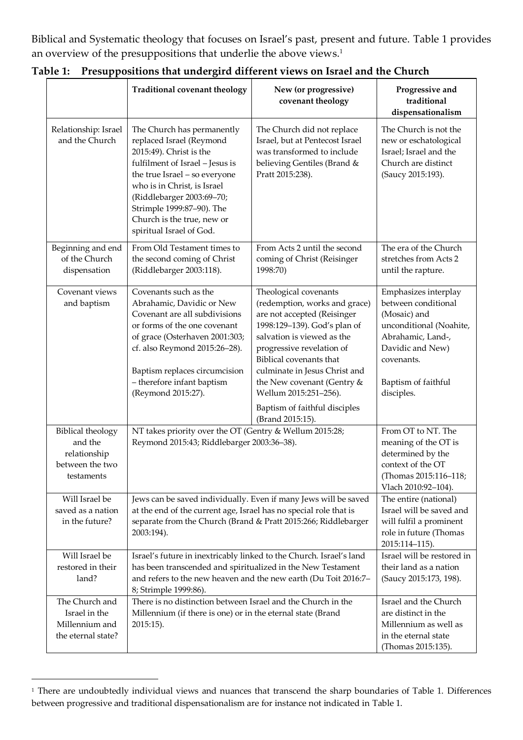Biblical and Systematic theology that focuses on Israel's past, present and future. Table 1 provides an overview of the presuppositions that underlie the above views.[1]

**Table 1: Presuppositions that undergird different views on Israel and the Church**

| | Traditional covenant theology | New (or progressive) covenant theology | Progressive and traditional dispensationalism |
|---|---|---|---|
| Relationship: Israel and the Church | The Church has permanently replaced Israel (Reymond 2015:49). Christ is the fulfilment of Israel – Jesus is the true Israel – so everyone who is in Christ, is Israel (Riddlebarger 2003:69–70; Strimple 1999:87–90). The Church is the true, new or spiritual Israel of God. | The Church did not replace Israel, but at Pentecost Israel was transformed to include believing Gentiles (Brand & Pratt 2015:238). | The Church is not the new or eschatological Israel; Israel and the Church are distinct (Saucy 2015:193). |
| Beginning and end of the Church dispensation | From Old Testament times to the second coming of Christ (Riddlebarger 2003:118). | From Acts 2 until the second coming of Christ (Reisinger 1998:70) | The era of the Church stretches from Acts 2 until the rapture. |
| Covenant views and baptism | Covenants such as the Abrahamic, Davidic or New Covenant are all subdivisions or forms of the one covenant of grace (Osterhaven 2001:303; cf. also Reymond 2015:26–28). Baptism replaces circumcision – therefore infant baptism (Reymond 2015:27). | Theological covenants (redemption, works and grace) are not accepted (Reisinger 1998:129–139). God's plan of salvation is viewed as the progressive revelation of Biblical covenants that culminate in Jesus Christ and the New covenant (Gentry & Wellum 2015:251–256). Baptism of faithful disciples (Brand 2015:15). | Emphasizes interplay between conditional (Mosaic) and unconditional (Noahite, Abrahamic, Land-, Davidic and New) covenants. Baptism of faithful disciples. |
| Biblical theology and the relationship between the two testaments | NT takes priority over the OT (Gentry & Wellum 2015:28; Reymond 2015:43; Riddlebarger 2003:36–38). | | From OT to NT. The meaning of the OT is determined by the context of the OT (Thomas 2015:116–118; Vlach 2010:92–104). |
| Will Israel be saved as a nation in the future? | Jews can be saved individually. Even if many Jews will be saved at the end of the current age, Israel has no special role that is separate from the Church (Brand & Pratt 2015:266; Riddlebarger 2003:194). | | The entire (national) Israel will be saved and will fulfil a prominent role in future (Thomas 2015:114–115). |
| Will Israel be restored in their land? | Israel's future in inextricably linked to the Church. Israel's land has been transcended and spiritualized in the New Testament and refers to the new heaven and the new earth (Du Toit 2016:7–8; Strimple 1999:86). | | Israel will be restored in their land as a nation (Saucy 2015:173, 198). |
| The Church and Israel in the Millennium and the eternal state? | There is no distinction between Israel and the Church in the Millennium (if there is one) or in the eternal state (Brand 2015:15). | | Israel and the Church are distinct in the Millennium as well as in the eternal state (Thomas 2015:135). |

[1] There are undoubtedly individual views and nuances that transcend the sharp boundaries of Table 1. Differences between progressive and traditional dispensationalism are for instance not indicated in Table 1.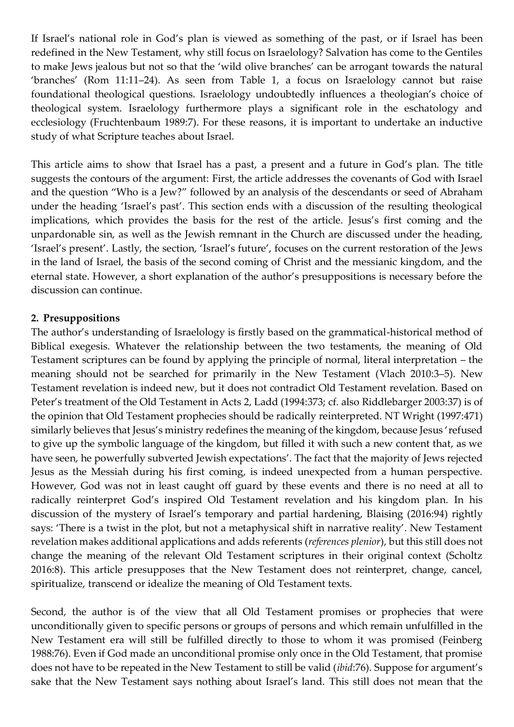If Israel's national role in God's plan is viewed as something of the past, or if Israel has been redefined in the New Testament, why still focus on Israelology? Salvation has come to the Gentiles to make Jews jealous but not so that the 'wild olive branches' can be arrogant towards the natural 'branches' (Rom 11:11–24). As seen from Table 1, a focus on Israelology cannot but raise foundational theological questions. Israelology undoubtedly influences a theologian's choice of theological system. Israelology furthermore plays a significant role in the eschatology and ecclesiology (Fruchtenbaum 1989:7). For these reasons, it is important to undertake an inductive study of what Scripture teaches about Israel.

This article aims to show that Israel has a past, a present and a future in God's plan. The title suggests the contours of the argument: First, the article addresses the covenants of God with Israel and the question "Who is a Jew?" followed by an analysis of the descendants or seed of Abraham under the heading 'Israel's past'. This section ends with a discussion of the resulting theological implications, which provides the basis for the rest of the article. Jesus's first coming and the unpardonable sin, as well as the Jewish remnant in the Church are discussed under the heading, 'Israel's present'. Lastly, the section, 'Israel's future', focuses on the current restoration of the Jews in the land of Israel, the basis of the second coming of Christ and the messianic kingdom, and the eternal state. However, a short explanation of the author's presuppositions is necessary before the discussion can continue.

## 2. Presuppositions

The author's understanding of Israelology is firstly based on the grammatical-historical method of Biblical exegesis. Whatever the relationship between the two testaments, the meaning of Old Testament scriptures can be found by applying the principle of normal, literal interpretation – the meaning should not be searched for primarily in the New Testament (Vlach 2010:3–5). New Testament revelation is indeed new, but it does not contradict Old Testament revelation. Based on Peter's treatment of the Old Testament in Acts 2, Ladd (1994:373; cf. also Riddlebarger 2003:37) is of the opinion that Old Testament prophecies should be radically reinterpreted. NT Wright (1997:471) similarly believes that Jesus's ministry redefines the meaning of the kingdom, because Jesus 'refused to give up the symbolic language of the kingdom, but filled it with such a new content that, as we have seen, he powerfully subverted Jewish expectations'. The fact that the majority of Jews rejected Jesus as the Messiah during his first coming, is indeed unexpected from a human perspective. However, God was not in least caught off guard by these events and there is no need at all to radically reinterpret God's inspired Old Testament revelation and his kingdom plan. In his discussion of the mystery of Israel's temporary and partial hardening, Blaising (2016:94) rightly says: 'There is a twist in the plot, but not a metaphysical shift in narrative reality'. New Testament revelation makes additional applications and adds referents (*references plenior*), but this still does not change the meaning of the relevant Old Testament scriptures in their original context (Scholtz 2016:8). This article presupposes that the New Testament does not reinterpret, change, cancel, spiritualize, transcend or idealize the meaning of Old Testament texts.

Second, the author is of the view that all Old Testament promises or prophecies that were unconditionally given to specific persons or groups of persons and which remain unfulfilled in the New Testament era will still be fulfilled directly to those to whom it was promised (Feinberg 1988:76). Even if God made an unconditional promise only once in the Old Testament, that promise does not have to be repeated in the New Testament to still be valid (*ibid*:76). Suppose for argument's sake that the New Testament says nothing about Israel's land. This still does not mean that the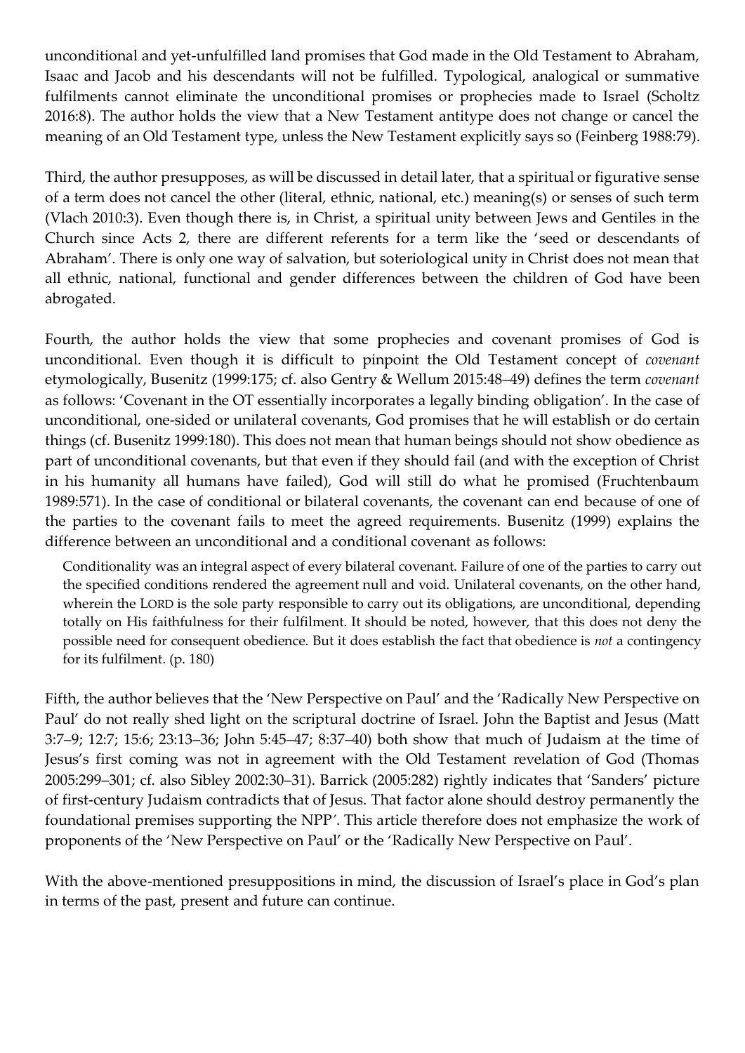unconditional and yet-unfulfilled land promises that God made in the Old Testament to Abraham, Isaac and Jacob and his descendants will not be fulfilled. Typological, analogical or summative fulfilments cannot eliminate the unconditional promises or prophecies made to Israel (Scholtz 2016:8). The author holds the view that a New Testament antitype does not change or cancel the meaning of an Old Testament type, unless the New Testament explicitly says so (Feinberg 1988:79).

Third, the author presupposes, as will be discussed in detail later, that a spiritual or figurative sense of a term does not cancel the other (literal, ethnic, national, etc.) meaning(s) or senses of such term (Vlach 2010:3). Even though there is, in Christ, a spiritual unity between Jews and Gentiles in the Church since Acts 2, there are different referents for a term like the 'seed or descendants of Abraham'. There is only one way of salvation, but soteriological unity in Christ does not mean that all ethnic, national, functional and gender differences between the children of God have been abrogated.

Fourth, the author holds the view that some prophecies and covenant promises of God is unconditional. Even though it is difficult to pinpoint the Old Testament concept of *covenant* etymologically, Busenitz (1999:175; cf. also Gentry & Wellum 2015:48–49) defines the term *covenant* as follows: 'Covenant in the OT essentially incorporates a legally binding obligation'. In the case of unconditional, one-sided or unilateral covenants, God promises that he will establish or do certain things (cf. Busenitz 1999:180). This does not mean that human beings should not show obedience as part of unconditional covenants, but that even if they should fail (and with the exception of Christ in his humanity all humans have failed), God will still do what he promised (Fruchtenbaum 1989:571). In the case of conditional or bilateral covenants, the covenant can end because of one of the parties to the covenant fails to meet the agreed requirements. Busenitz (1999) explains the difference between an unconditional and a conditional covenant as follows:

> Conditionality was an integral aspect of every bilateral covenant. Failure of one of the parties to carry out the specified conditions rendered the agreement null and void. Unilateral covenants, on the other hand, wherein the LORD is the sole party responsible to carry out its obligations, are unconditional, depending totally on His faithfulness for their fulfilment. It should be noted, however, that this does not deny the possible need for consequent obedience. But it does establish the fact that obedience is *not* a contingency for its fulfilment. (p. 180)

Fifth, the author believes that the 'New Perspective on Paul' and the 'Radically New Perspective on Paul' do not really shed light on the scriptural doctrine of Israel. John the Baptist and Jesus (Matt 3:7–9; 12:7; 15:6; 23:13–36; John 5:45–47; 8:37–40) both show that much of Judaism at the time of Jesus's first coming was not in agreement with the Old Testament revelation of God (Thomas 2005:299–301; cf. also Sibley 2002:30–31). Barrick (2005:282) rightly indicates that 'Sanders' picture of first-century Judaism contradicts that of Jesus. That factor alone should destroy permanently the foundational premises supporting the NPP'. This article therefore does not emphasize the work of proponents of the 'New Perspective on Paul' or the 'Radically New Perspective on Paul'.

With the above-mentioned presuppositions in mind, the discussion of Israel's place in God's plan in terms of the past, present and future can continue.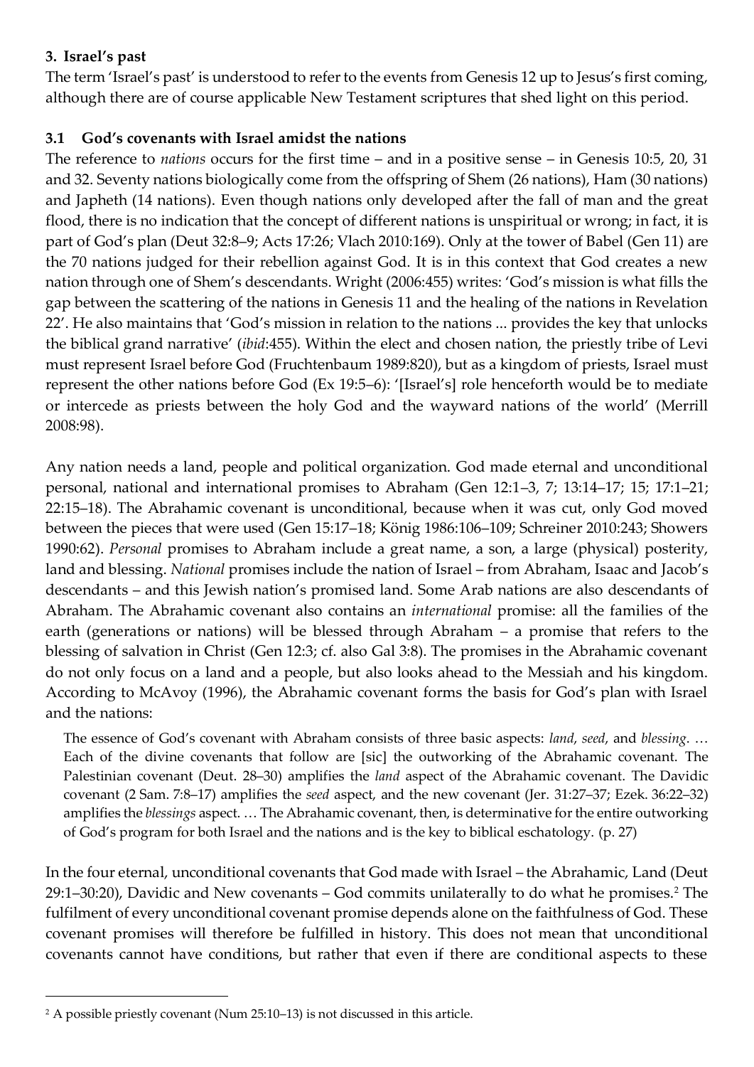## 3. Israel's past

The term 'Israel's past' is understood to refer to the events from Genesis 12 up to Jesus's first coming, although there are of course applicable New Testament scriptures that shed light on this period.

### 3.1 God's covenants with Israel amidst the nations

The reference to *nations* occurs for the first time – and in a positive sense – in Genesis 10:5, 20, 31 and 32. Seventy nations biologically come from the offspring of Shem (26 nations), Ham (30 nations) and Japheth (14 nations). Even though nations only developed after the fall of man and the great flood, there is no indication that the concept of different nations is unspiritual or wrong; in fact, it is part of God's plan (Deut 32:8–9; Acts 17:26; Vlach 2010:169). Only at the tower of Babel (Gen 11) are the 70 nations judged for their rebellion against God. It is in this context that God creates a new nation through one of Shem's descendants. Wright (2006:455) writes: 'God's mission is what fills the gap between the scattering of the nations in Genesis 11 and the healing of the nations in Revelation 22'. He also maintains that 'God's mission in relation to the nations ... provides the key that unlocks the biblical grand narrative' (*ibid*:455). Within the elect and chosen nation, the priestly tribe of Levi must represent Israel before God (Fruchtenbaum 1989:820), but as a kingdom of priests, Israel must represent the other nations before God (Ex 19:5–6): '[Israel's] role henceforth would be to mediate or intercede as priests between the holy God and the wayward nations of the world' (Merrill 2008:98).

Any nation needs a land, people and political organization. God made eternal and unconditional personal, national and international promises to Abraham (Gen 12:1–3, 7; 13:14–17; 15; 17:1–21; 22:15–18). The Abrahamic covenant is unconditional, because when it was cut, only God moved between the pieces that were used (Gen 15:17–18; König 1986:106–109; Schreiner 2010:243; Showers 1990:62). *Personal* promises to Abraham include a great name, a son, a large (physical) posterity, land and blessing. *National* promises include the nation of Israel – from Abraham, Isaac and Jacob's descendants – and this Jewish nation's promised land. Some Arab nations are also descendants of Abraham. The Abrahamic covenant also contains an *international* promise: all the families of the earth (generations or nations) will be blessed through Abraham – a promise that refers to the blessing of salvation in Christ (Gen 12:3; cf. also Gal 3:8). The promises in the Abrahamic covenant do not only focus on a land and a people, but also looks ahead to the Messiah and his kingdom. According to McAvoy (1996), the Abrahamic covenant forms the basis for God's plan with Israel and the nations:

> The essence of God's covenant with Abraham consists of three basic aspects: *land*, *seed*, and *blessing*. … Each of the divine covenants that follow are [sic] the outworking of the Abrahamic covenant. The Palestinian covenant (Deut. 28–30) amplifies the *land* aspect of the Abrahamic covenant. The Davidic covenant (2 Sam. 7:8–17) amplifies the *seed* aspect, and the new covenant (Jer. 31:27–37; Ezek. 36:22–32) amplifies the *blessings* aspect. … The Abrahamic covenant, then, is determinative for the entire outworking of God's program for both Israel and the nations and is the key to biblical eschatology. (p. 27)

In the four eternal, unconditional covenants that God made with Israel – the Abrahamic, Land (Deut 29:1–30:20), Davidic and New covenants – God commits unilaterally to do what he promises.[2] The fulfilment of every unconditional covenant promise depends alone on the faithfulness of God. These covenant promises will therefore be fulfilled in history. This does not mean that unconditional covenants cannot have conditions, but rather that even if there are conditional aspects to these

---

[2] A possible priestly covenant (Num 25:10–13) is not discussed in this article.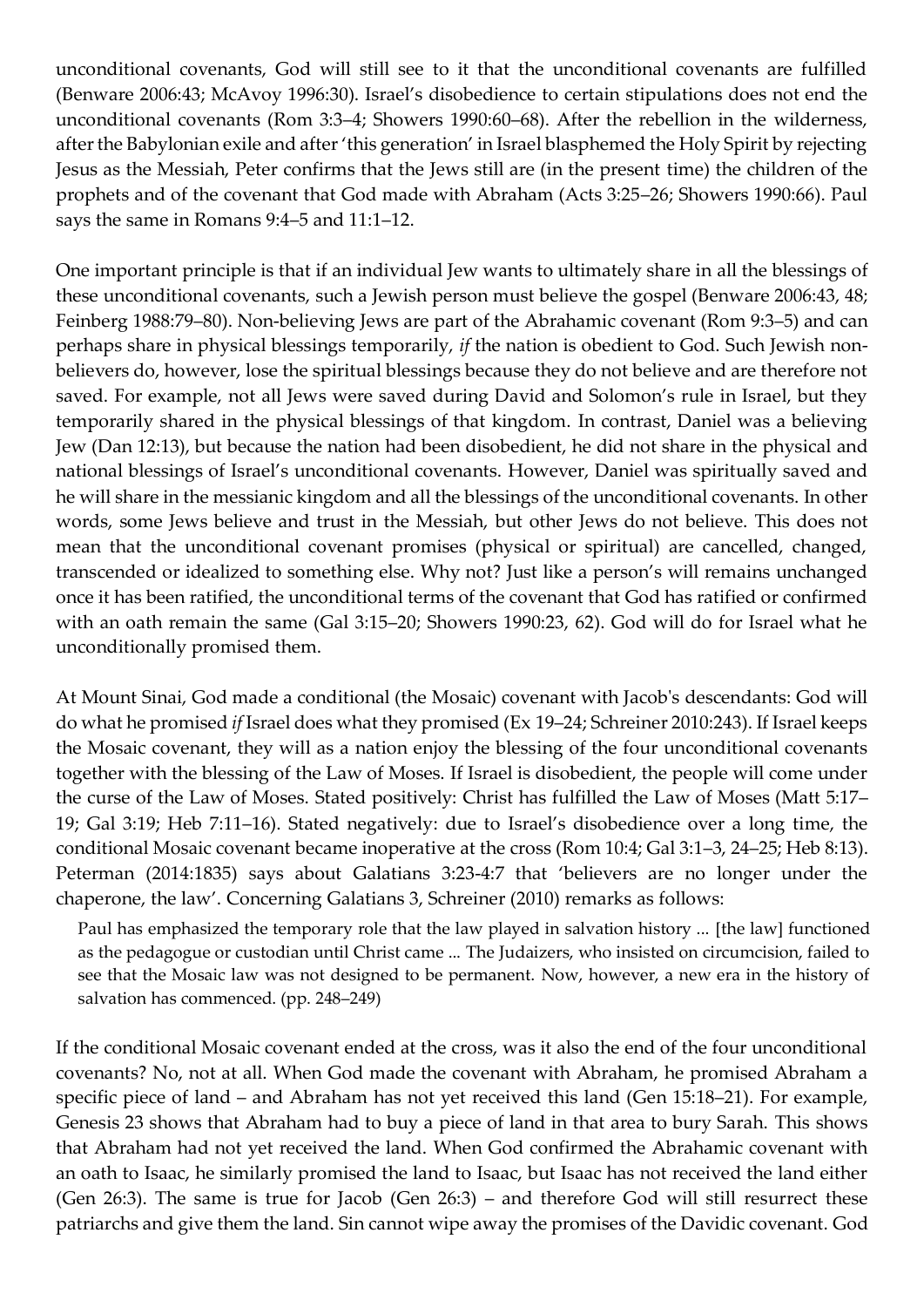unconditional covenants, God will still see to it that the unconditional covenants are fulfilled (Benware 2006:43; McAvoy 1996:30). Israel's disobedience to certain stipulations does not end the unconditional covenants (Rom 3:3–4; Showers 1990:60–68). After the rebellion in the wilderness, after the Babylonian exile and after 'this generation' in Israel blasphemed the Holy Spirit by rejecting Jesus as the Messiah, Peter confirms that the Jews still are (in the present time) the children of the prophets and of the covenant that God made with Abraham (Acts 3:25–26; Showers 1990:66). Paul says the same in Romans 9:4–5 and 11:1–12.

One important principle is that if an individual Jew wants to ultimately share in all the blessings of these unconditional covenants, such a Jewish person must believe the gospel (Benware 2006:43, 48; Feinberg 1988:79–80). Non-believing Jews are part of the Abrahamic covenant (Rom 9:3–5) and can perhaps share in physical blessings temporarily, *if* the nation is obedient to God. Such Jewish non-believers do, however, lose the spiritual blessings because they do not believe and are therefore not saved. For example, not all Jews were saved during David and Solomon's rule in Israel, but they temporarily shared in the physical blessings of that kingdom. In contrast, Daniel was a believing Jew (Dan 12:13), but because the nation had been disobedient, he did not share in the physical and national blessings of Israel's unconditional covenants. However, Daniel was spiritually saved and he will share in the messianic kingdom and all the blessings of the unconditional covenants. In other words, some Jews believe and trust in the Messiah, but other Jews do not believe. This does not mean that the unconditional covenant promises (physical or spiritual) are cancelled, changed, transcended or idealized to something else. Why not? Just like a person's will remains unchanged once it has been ratified, the unconditional terms of the covenant that God has ratified or confirmed with an oath remain the same (Gal 3:15–20; Showers 1990:23, 62). God will do for Israel what he unconditionally promised them.

At Mount Sinai, God made a conditional (the Mosaic) covenant with Jacob's descendants: God will do what he promised *if* Israel does what they promised (Ex 19–24; Schreiner 2010:243). If Israel keeps the Mosaic covenant, they will as a nation enjoy the blessing of the four unconditional covenants together with the blessing of the Law of Moses. If Israel is disobedient, the people will come under the curse of the Law of Moses. Stated positively: Christ has fulfilled the Law of Moses (Matt 5:17–19; Gal 3:19; Heb 7:11–16). Stated negatively: due to Israel's disobedience over a long time, the conditional Mosaic covenant became inoperative at the cross (Rom 10:4; Gal 3:1–3, 24–25; Heb 8:13). Peterman (2014:1835) says about Galatians 3:23-4:7 that 'believers are no longer under the chaperone, the law'. Concerning Galatians 3, Schreiner (2010) remarks as follows:

> Paul has emphasized the temporary role that the law played in salvation history ... [the law] functioned as the pedagogue or custodian until Christ came ... The Judaizers, who insisted on circumcision, failed to see that the Mosaic law was not designed to be permanent. Now, however, a new era in the history of salvation has commenced. (pp. 248–249)

If the conditional Mosaic covenant ended at the cross, was it also the end of the four unconditional covenants? No, not at all. When God made the covenant with Abraham, he promised Abraham a specific piece of land – and Abraham has not yet received this land (Gen 15:18–21). For example, Genesis 23 shows that Abraham had to buy a piece of land in that area to bury Sarah. This shows that Abraham had not yet received the land. When God confirmed the Abrahamic covenant with an oath to Isaac, he similarly promised the land to Isaac, but Isaac has not received the land either (Gen 26:3). The same is true for Jacob (Gen 26:3) – and therefore God will still resurrect these patriarchs and give them the land. Sin cannot wipe away the promises of the Davidic covenant. God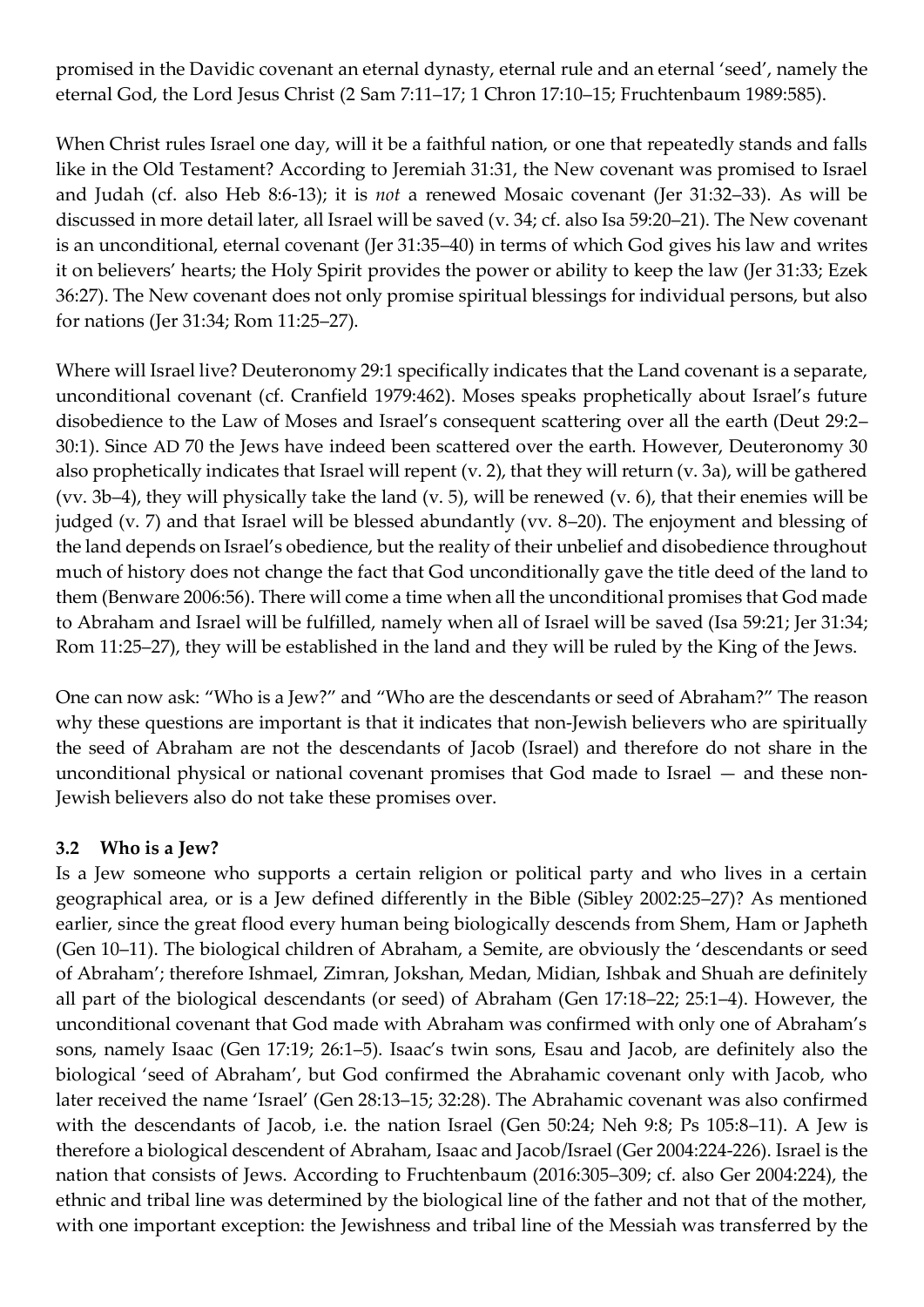promised in the Davidic covenant an eternal dynasty, eternal rule and an eternal 'seed', namely the eternal God, the Lord Jesus Christ (2 Sam 7:11–17; 1 Chron 17:10–15; Fruchtenbaum 1989:585).

When Christ rules Israel one day, will it be a faithful nation, or one that repeatedly stands and falls like in the Old Testament? According to Jeremiah 31:31, the New covenant was promised to Israel and Judah (cf. also Heb 8:6-13); it is *not* a renewed Mosaic covenant (Jer 31:32–33). As will be discussed in more detail later, all Israel will be saved (v. 34; cf. also Isa 59:20–21). The New covenant is an unconditional, eternal covenant (Jer 31:35–40) in terms of which God gives his law and writes it on believers' hearts; the Holy Spirit provides the power or ability to keep the law (Jer 31:33; Ezek 36:27). The New covenant does not only promise spiritual blessings for individual persons, but also for nations (Jer 31:34; Rom 11:25–27).

Where will Israel live? Deuteronomy 29:1 specifically indicates that the Land covenant is a separate, unconditional covenant (cf. Cranfield 1979:462). Moses speaks prophetically about Israel's future disobedience to the Law of Moses and Israel's consequent scattering over all the earth (Deut 29:2–30:1). Since AD 70 the Jews have indeed been scattered over the earth. However, Deuteronomy 30 also prophetically indicates that Israel will repent (v. 2), that they will return (v. 3a), will be gathered (vv. 3b–4), they will physically take the land (v. 5), will be renewed (v. 6), that their enemies will be judged (v. 7) and that Israel will be blessed abundantly (vv. 8–20). The enjoyment and blessing of the land depends on Israel's obedience, but the reality of their unbelief and disobedience throughout much of history does not change the fact that God unconditionally gave the title deed of the land to them (Benware 2006:56). There will come a time when all the unconditional promises that God made to Abraham and Israel will be fulfilled, namely when all of Israel will be saved (Isa 59:21; Jer 31:34; Rom 11:25–27), they will be established in the land and they will be ruled by the King of the Jews.

One can now ask: "Who is a Jew?" and "Who are the descendants or seed of Abraham?" The reason why these questions are important is that it indicates that non-Jewish believers who are spiritually the seed of Abraham are not the descendants of Jacob (Israel) and therefore do not share in the unconditional physical or national covenant promises that God made to Israel — and these non-Jewish believers also do not take these promises over.

### 3.2 Who is a Jew?

Is a Jew someone who supports a certain religion or political party and who lives in a certain geographical area, or is a Jew defined differently in the Bible (Sibley 2002:25–27)? As mentioned earlier, since the great flood every human being biologically descends from Shem, Ham or Japheth (Gen 10–11). The biological children of Abraham, a Semite, are obviously the 'descendants or seed of Abraham'; therefore Ishmael, Zimran, Jokshan, Medan, Midian, Ishbak and Shuah are definitely all part of the biological descendants (or seed) of Abraham (Gen 17:18–22; 25:1–4). However, the unconditional covenant that God made with Abraham was confirmed with only one of Abraham's sons, namely Isaac (Gen 17:19; 26:1–5). Isaac's twin sons, Esau and Jacob, are definitely also the biological 'seed of Abraham', but God confirmed the Abrahamic covenant only with Jacob, who later received the name 'Israel' (Gen 28:13–15; 32:28). The Abrahamic covenant was also confirmed with the descendants of Jacob, i.e. the nation Israel (Gen 50:24; Neh 9:8; Ps 105:8–11). A Jew is therefore a biological descendent of Abraham, Isaac and Jacob/Israel (Ger 2004:224-226). Israel is the nation that consists of Jews. According to Fruchtenbaum (2016:305–309; cf. also Ger 2004:224), the ethnic and tribal line was determined by the biological line of the father and not that of the mother, with one important exception: the Jewishness and tribal line of the Messiah was transferred by the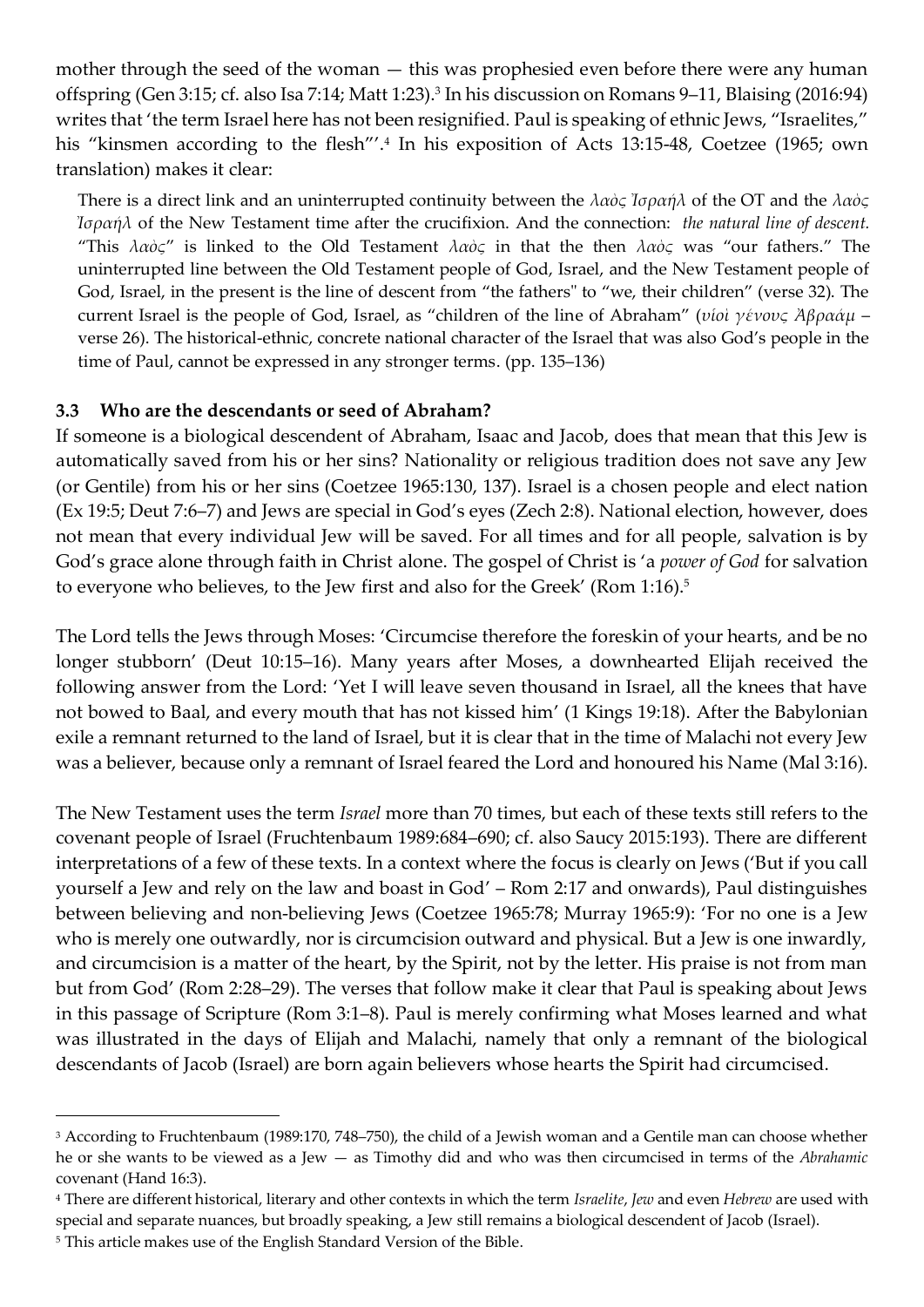mother through the seed of the woman — this was prophesied even before there were any human offspring (Gen 3:15; cf. also Isa 7:14; Matt 1:23).[3] In his discussion on Romans 9–11, Blaising (2016:94) writes that 'the term Israel here has not been resignified. Paul is speaking of ethnic Jews, "Israelites," his "kinsmen according to the flesh"'.[4] In his exposition of Acts 13:15-48, Coetzee (1965; own translation) makes it clear:

> There is a direct link and an uninterrupted continuity between the *λαὸς Ἰσραήλ* of the OT and the *λαὸς Ἰσραήλ* of the New Testament time after the crucifixion. And the connection: *the natural line of descent.* "This *λαὸς*" is linked to the Old Testament *λαὸς* in that the then *λαὸς* was "our fathers." The uninterrupted line between the Old Testament people of God, Israel, and the New Testament people of God, Israel, in the present is the line of descent from "the fathers" to "we, their children" (verse 32). The current Israel is the people of God, Israel, as "children of the line of Abraham" (*υἱοὶ γένους Ἀβραάμ* – verse 26). The historical-ethnic, concrete national character of the Israel that was also God's people in the time of Paul, cannot be expressed in any stronger terms. (pp. 135–136)

### 3.3 Who are the descendants or seed of Abraham?

If someone is a biological descendent of Abraham, Isaac and Jacob, does that mean that this Jew is automatically saved from his or her sins? Nationality or religious tradition does not save any Jew (or Gentile) from his or her sins (Coetzee 1965:130, 137). Israel is a chosen people and elect nation (Ex 19:5; Deut 7:6–7) and Jews are special in God's eyes (Zech 2:8). National election, however, does not mean that every individual Jew will be saved. For all times and for all people, salvation is by God's grace alone through faith in Christ alone. The gospel of Christ is 'a *power of God* for salvation to everyone who believes, to the Jew first and also for the Greek' (Rom 1:16).[5]

The Lord tells the Jews through Moses: 'Circumcise therefore the foreskin of your hearts, and be no longer stubborn' (Deut 10:15–16). Many years after Moses, a downhearted Elijah received the following answer from the Lord: 'Yet I will leave seven thousand in Israel, all the knees that have not bowed to Baal, and every mouth that has not kissed him' (1 Kings 19:18). After the Babylonian exile a remnant returned to the land of Israel, but it is clear that in the time of Malachi not every Jew was a believer, because only a remnant of Israel feared the Lord and honoured his Name (Mal 3:16).

The New Testament uses the term *Israel* more than 70 times, but each of these texts still refers to the covenant people of Israel (Fruchtenbaum 1989:684–690; cf. also Saucy 2015:193). There are different interpretations of a few of these texts. In a context where the focus is clearly on Jews ('But if you call yourself a Jew and rely on the law and boast in God' – Rom 2:17 and onwards), Paul distinguishes between believing and non-believing Jews (Coetzee 1965:78; Murray 1965:9): 'For no one is a Jew who is merely one outwardly, nor is circumcision outward and physical. But a Jew is one inwardly, and circumcision is a matter of the heart, by the Spirit, not by the letter. His praise is not from man but from God' (Rom 2:28–29). The verses that follow make it clear that Paul is speaking about Jews in this passage of Scripture (Rom 3:1–8). Paul is merely confirming what Moses learned and what was illustrated in the days of Elijah and Malachi, namely that only a remnant of the biological descendants of Jacob (Israel) are born again believers whose hearts the Spirit had circumcised.

---

[3] According to Fruchtenbaum (1989:170, 748–750), the child of a Jewish woman and a Gentile man can choose whether he or she wants to be viewed as a Jew — as Timothy did and who was then circumcised in terms of the *Abrahamic* covenant (Hand 16:3).

[4] There are different historical, literary and other contexts in which the term *Israelite*, *Jew* and even *Hebrew* are used with special and separate nuances, but broadly speaking, a Jew still remains a biological descendent of Jacob (Israel).

[5] This article makes use of the English Standard Version of the Bible.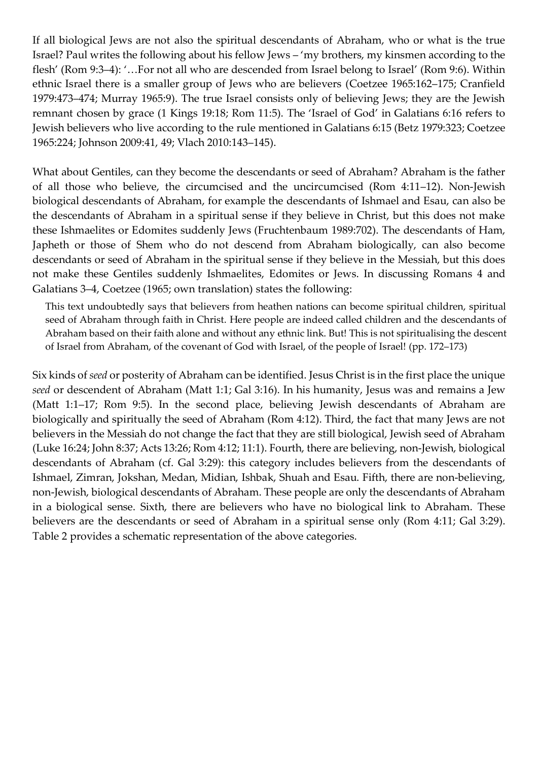If all biological Jews are not also the spiritual descendants of Abraham, who or what is the true Israel? Paul writes the following about his fellow Jews – 'my brothers, my kinsmen according to the flesh' (Rom 9:3–4): '…For not all who are descended from Israel belong to Israel' (Rom 9:6). Within ethnic Israel there is a smaller group of Jews who are believers (Coetzee 1965:162–175; Cranfield 1979:473–474; Murray 1965:9). The true Israel consists only of believing Jews; they are the Jewish remnant chosen by grace (1 Kings 19:18; Rom 11:5). The 'Israel of God' in Galatians 6:16 refers to Jewish believers who live according to the rule mentioned in Galatians 6:15 (Betz 1979:323; Coetzee 1965:224; Johnson 2009:41, 49; Vlach 2010:143–145).

What about Gentiles, can they become the descendants or seed of Abraham? Abraham is the father of all those who believe, the circumcised and the uncircumcised (Rom 4:11–12). Non-Jewish biological descendants of Abraham, for example the descendants of Ishmael and Esau, can also be the descendants of Abraham in a spiritual sense if they believe in Christ, but this does not make these Ishmaelites or Edomites suddenly Jews (Fruchtenbaum 1989:702). The descendants of Ham, Japheth or those of Shem who do not descend from Abraham biologically, can also become descendants or seed of Abraham in the spiritual sense if they believe in the Messiah, but this does not make these Gentiles suddenly Ishmaelites, Edomites or Jews. In discussing Romans 4 and Galatians 3–4, Coetzee (1965; own translation) states the following:

> This text undoubtedly says that believers from heathen nations can become spiritual children, spiritual seed of Abraham through faith in Christ. Here people are indeed called children and the descendants of Abraham based on their faith alone and without any ethnic link. But! This is not spiritualising the descent of Israel from Abraham, of the covenant of God with Israel, of the people of Israel! (pp. 172–173)

Six kinds of *seed* or posterity of Abraham can be identified. Jesus Christ is in the first place the unique *seed* or descendent of Abraham (Matt 1:1; Gal 3:16). In his humanity, Jesus was and remains a Jew (Matt 1:1–17; Rom 9:5). In the second place, believing Jewish descendants of Abraham are biologically and spiritually the seed of Abraham (Rom 4:12). Third, the fact that many Jews are not believers in the Messiah do not change the fact that they are still biological, Jewish seed of Abraham (Luke 16:24; John 8:37; Acts 13:26; Rom 4:12; 11:1). Fourth, there are believing, non-Jewish, biological descendants of Abraham (cf. Gal 3:29): this category includes believers from the descendants of Ishmael, Zimran, Jokshan, Medan, Midian, Ishbak, Shuah and Esau. Fifth, there are non-believing, non-Jewish, biological descendants of Abraham. These people are only the descendants of Abraham in a biological sense. Sixth, there are believers who have no biological link to Abraham. These believers are the descendants or seed of Abraham in a spiritual sense only (Rom 4:11; Gal 3:29). Table 2 provides a schematic representation of the above categories.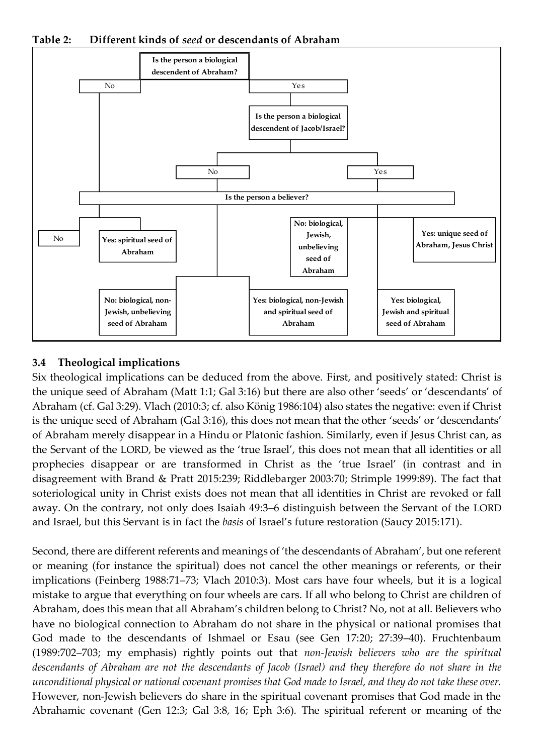**Table 2: Different kinds of *seed* or descendants of Abraham**

Is the person a biological descendent of Abraham?

- No → Is the person a believer?
  - No: biological, non-Jewish, unbelieving seed of Abraham
  - Yes: spiritual seed of Abraham
- Yes → Is the person a biological descendent of Jacob/Israel?
  - No → Is the person a believer?
    - No: biological, non-Jewish, unbelieving seed of Abraham
    - Yes: biological, non-Jewish and spiritual seed of Abraham
  - Yes → Is the person a believer?
    - No: biological, Jewish, unbelieving seed of Abraham
    - Yes: biological, Jewish and spiritual seed of Abraham
    - Yes: unique seed of Abraham, Jesus Christ

### 3.4 Theological implications

Six theological implications can be deduced from the above. First, and positively stated: Christ is the unique seed of Abraham (Matt 1:1; Gal 3:16) but there are also other 'seeds' or 'descendants' of Abraham (cf. Gal 3:29). Vlach (2010:3; cf. also König 1986:104) also states the negative: even if Christ is the unique seed of Abraham (Gal 3:16), this does not mean that the other 'seeds' or 'descendants' of Abraham merely disappear in a Hindu or Platonic fashion. Similarly, even if Jesus Christ can, as the Servant of the LORD, be viewed as the 'true Israel', this does not mean that all identities or all prophecies disappear or are transformed in Christ as the 'true Israel' (in contrast and in disagreement with Brand & Pratt 2015:239; Riddlebarger 2003:70; Strimple 1999:89). The fact that soteriological unity in Christ exists does not mean that all identities in Christ are revoked or fall away. On the contrary, not only does Isaiah 49:3–6 distinguish between the Servant of the LORD and Israel, but this Servant is in fact the *basis* of Israel's future restoration (Saucy 2015:171).

Second, there are different referents and meanings of 'the descendants of Abraham', but one referent or meaning (for instance the spiritual) does not cancel the other meanings or referents, or their implications (Feinberg 1988:71–73; Vlach 2010:3). Most cars have four wheels, but it is a logical mistake to argue that everything on four wheels are cars. If all who belong to Christ are children of Abraham, does this mean that all Abraham's children belong to Christ? No, not at all. Believers who have no biological connection to Abraham do not share in the physical or national promises that God made to the descendants of Ishmael or Esau (see Gen 17:20; 27:39–40). Fruchtenbaum (1989:702–703; my emphasis) rightly points out that *non-Jewish believers who are the spiritual descendants of Abraham are not the descendants of Jacob (Israel) and they therefore do not share in the unconditional physical or national covenant promises that God made to Israel, and they do not take these over.* However, non-Jewish believers do share in the spiritual covenant promises that God made in the Abrahamic covenant (Gen 12:3; Gal 3:8, 16; Eph 3:6). The spiritual referent or meaning of the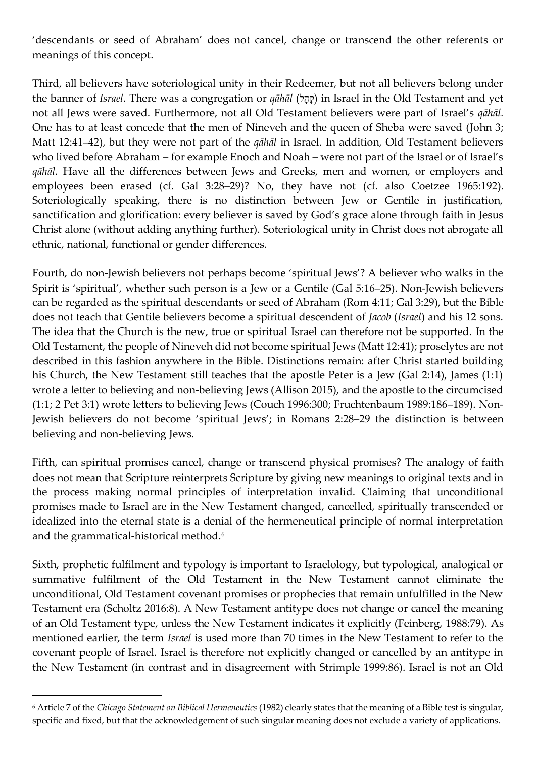'descendants or seed of Abraham' does not cancel, change or transcend the other referents or meanings of this concept.

Third, all believers have soteriological unity in their Redeemer, but not all believers belong under the banner of *Israel*. There was a congregation or *qāhāl* (קָהָל) in Israel in the Old Testament and yet not all Jews were saved. Furthermore, not all Old Testament believers were part of Israel's *qāhāl*. One has to at least concede that the men of Nineveh and the queen of Sheba were saved (John 3; Matt 12:41–42), but they were not part of the *qāhāl* in Israel. In addition, Old Testament believers who lived before Abraham – for example Enoch and Noah – were not part of the Israel or of Israel's *qāhāl*. Have all the differences between Jews and Greeks, men and women, or employers and employees been erased (cf. Gal 3:28–29)? No, they have not (cf. also Coetzee 1965:192). Soteriologically speaking, there is no distinction between Jew or Gentile in justification, sanctification and glorification: every believer is saved by God's grace alone through faith in Jesus Christ alone (without adding anything further). Soteriological unity in Christ does not abrogate all ethnic, national, functional or gender differences.

Fourth, do non-Jewish believers not perhaps become 'spiritual Jews'? A believer who walks in the Spirit is 'spiritual', whether such person is a Jew or a Gentile (Gal 5:16–25). Non-Jewish believers can be regarded as the spiritual descendants or seed of Abraham (Rom 4:11; Gal 3:29), but the Bible does not teach that Gentile believers become a spiritual descendent of *Jacob* (*Israel*) and his 12 sons. The idea that the Church is the new, true or spiritual Israel can therefore not be supported. In the Old Testament, the people of Nineveh did not become spiritual Jews (Matt 12:41); proselytes are not described in this fashion anywhere in the Bible. Distinctions remain: after Christ started building his Church, the New Testament still teaches that the apostle Peter is a Jew (Gal 2:14), James (1:1) wrote a letter to believing and non-believing Jews (Allison 2015), and the apostle to the circumcised (1:1; 2 Pet 3:1) wrote letters to believing Jews (Couch 1996:300; Fruchtenbaum 1989:186–189). Non-Jewish believers do not become 'spiritual Jews'; in Romans 2:28–29 the distinction is between believing and non-believing Jews.

Fifth, can spiritual promises cancel, change or transcend physical promises? The analogy of faith does not mean that Scripture reinterprets Scripture by giving new meanings to original texts and in the process making normal principles of interpretation invalid. Claiming that unconditional promises made to Israel are in the New Testament changed, cancelled, spiritually transcended or idealized into the eternal state is a denial of the hermeneutical principle of normal interpretation and the grammatical-historical method.[6]

Sixth, prophetic fulfilment and typology is important to Israelology, but typological, analogical or summative fulfilment of the Old Testament in the New Testament cannot eliminate the unconditional, Old Testament covenant promises or prophecies that remain unfulfilled in the New Testament era (Scholtz 2016:8). A New Testament antitype does not change or cancel the meaning of an Old Testament type, unless the New Testament indicates it explicitly (Feinberg, 1988:79). As mentioned earlier, the term *Israel* is used more than 70 times in the New Testament to refer to the covenant people of Israel. Israel is therefore not explicitly changed or cancelled by an antitype in the New Testament (in contrast and in disagreement with Strimple 1999:86). Israel is not an Old

[6] Article 7 of the *Chicago Statement on Biblical Hermeneutics* (1982) clearly states that the meaning of a Bible test is singular, specific and fixed, but that the acknowledgement of such singular meaning does not exclude a variety of applications.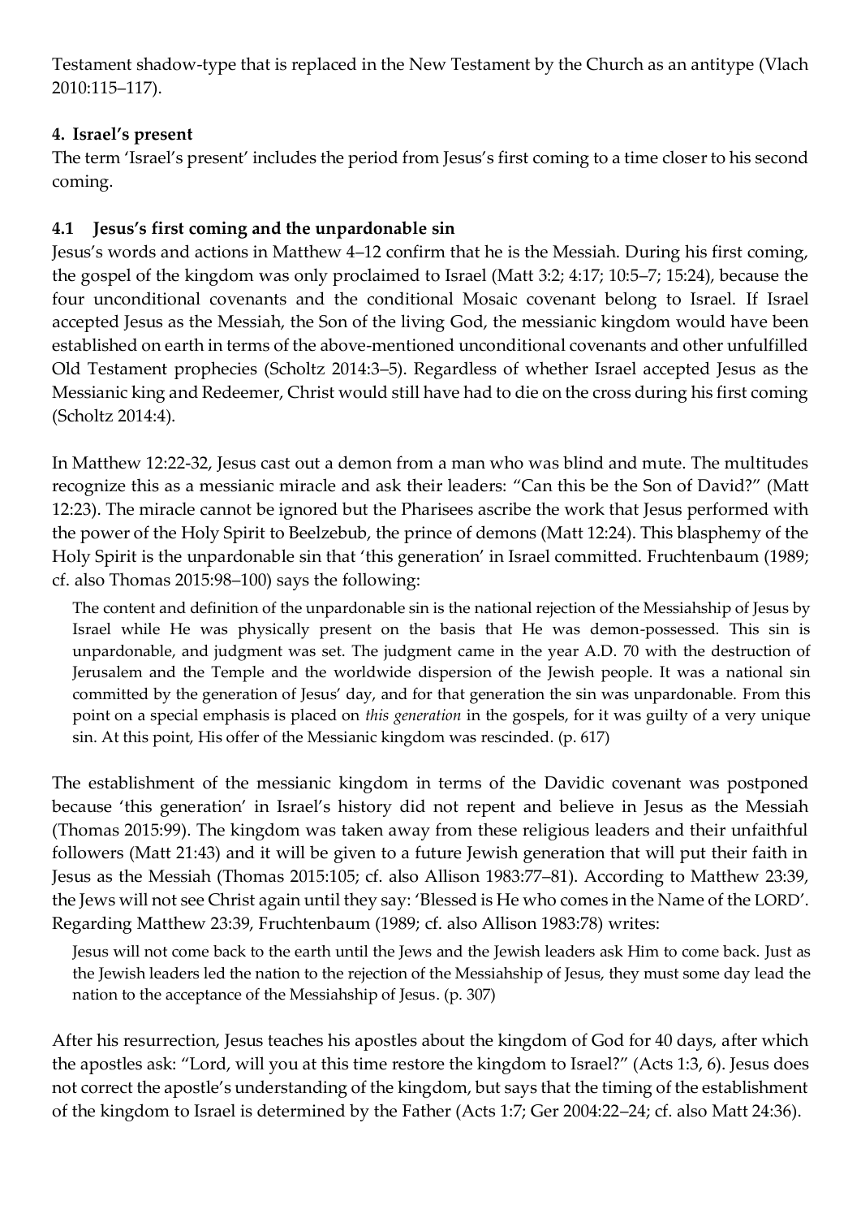Testament shadow-type that is replaced in the New Testament by the Church as an antitype (Vlach 2010:115–117).

## 4. Israel's present

The term 'Israel's present' includes the period from Jesus's first coming to a time closer to his second coming.

### 4.1 Jesus's first coming and the unpardonable sin

Jesus's words and actions in Matthew 4–12 confirm that he is the Messiah. During his first coming, the gospel of the kingdom was only proclaimed to Israel (Matt 3:2; 4:17; 10:5–7; 15:24), because the four unconditional covenants and the conditional Mosaic covenant belong to Israel. If Israel accepted Jesus as the Messiah, the Son of the living God, the messianic kingdom would have been established on earth in terms of the above-mentioned unconditional covenants and other unfulfilled Old Testament prophecies (Scholtz 2014:3–5). Regardless of whether Israel accepted Jesus as the Messianic king and Redeemer, Christ would still have had to die on the cross during his first coming (Scholtz 2014:4).

In Matthew 12:22-32, Jesus cast out a demon from a man who was blind and mute. The multitudes recognize this as a messianic miracle and ask their leaders: "Can this be the Son of David?" (Matt 12:23). The miracle cannot be ignored but the Pharisees ascribe the work that Jesus performed with the power of the Holy Spirit to Beelzebub, the prince of demons (Matt 12:24). This blasphemy of the Holy Spirit is the unpardonable sin that 'this generation' in Israel committed. Fruchtenbaum (1989; cf. also Thomas 2015:98–100) says the following:

> The content and definition of the unpardonable sin is the national rejection of the Messiahship of Jesus by Israel while He was physically present on the basis that He was demon-possessed. This sin is unpardonable, and judgment was set. The judgment came in the year A.D. 70 with the destruction of Jerusalem and the Temple and the worldwide dispersion of the Jewish people. It was a national sin committed by the generation of Jesus' day, and for that generation the sin was unpardonable. From this point on a special emphasis is placed on *this generation* in the gospels, for it was guilty of a very unique sin. At this point, His offer of the Messianic kingdom was rescinded. (p. 617)

The establishment of the messianic kingdom in terms of the Davidic covenant was postponed because 'this generation' in Israel's history did not repent and believe in Jesus as the Messiah (Thomas 2015:99). The kingdom was taken away from these religious leaders and their unfaithful followers (Matt 21:43) and it will be given to a future Jewish generation that will put their faith in Jesus as the Messiah (Thomas 2015:105; cf. also Allison 1983:77–81). According to Matthew 23:39, the Jews will not see Christ again until they say: 'Blessed is He who comes in the Name of the LORD'. Regarding Matthew 23:39, Fruchtenbaum (1989; cf. also Allison 1983:78) writes:

> Jesus will not come back to the earth until the Jews and the Jewish leaders ask Him to come back. Just as the Jewish leaders led the nation to the rejection of the Messiahship of Jesus, they must some day lead the nation to the acceptance of the Messiahship of Jesus. (p. 307)

After his resurrection, Jesus teaches his apostles about the kingdom of God for 40 days, after which the apostles ask: "Lord, will you at this time restore the kingdom to Israel?" (Acts 1:3, 6). Jesus does not correct the apostle's understanding of the kingdom, but says that the timing of the establishment of the kingdom to Israel is determined by the Father (Acts 1:7; Ger 2004:22–24; cf. also Matt 24:36).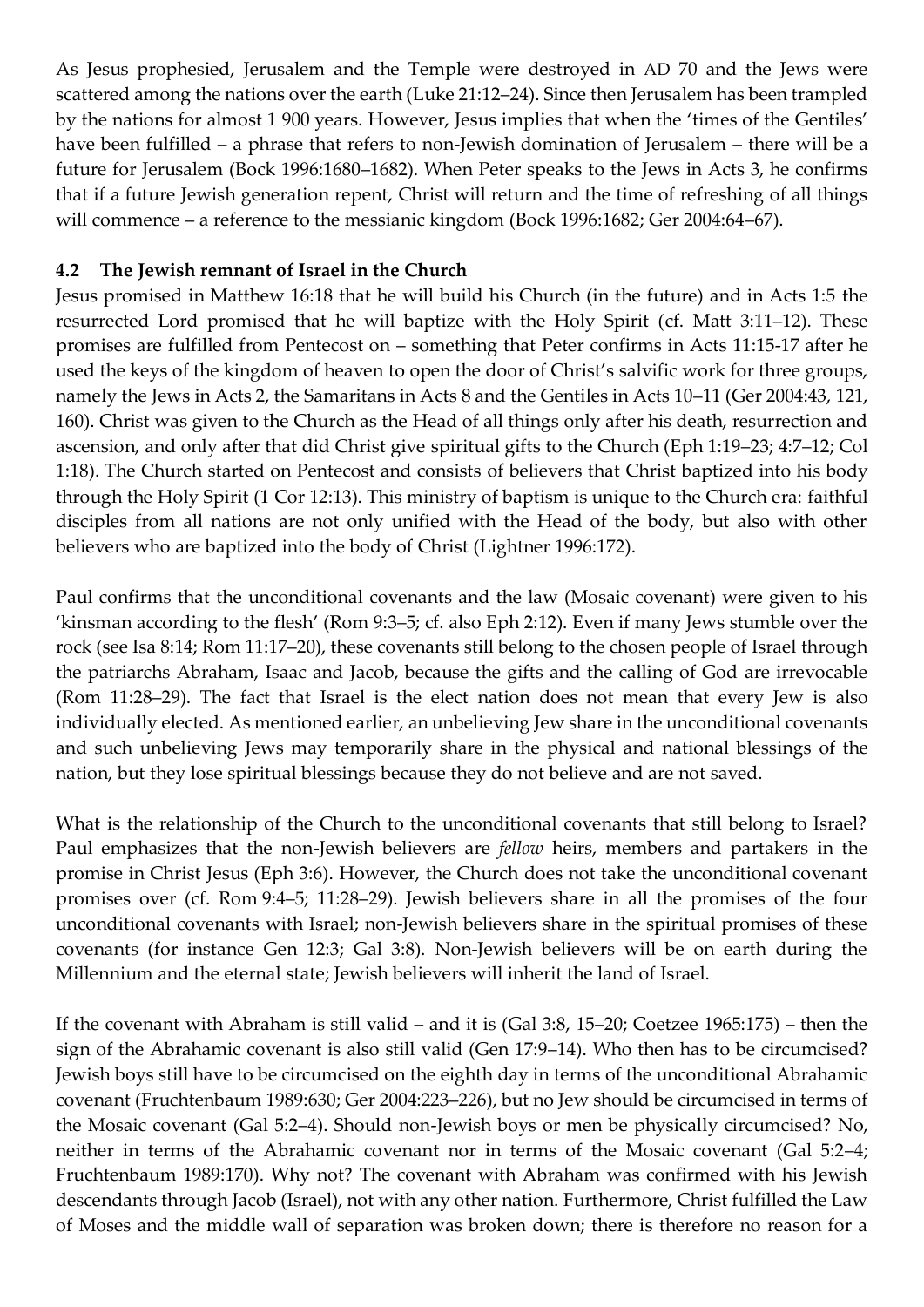As Jesus prophesied, Jerusalem and the Temple were destroyed in AD 70 and the Jews were scattered among the nations over the earth (Luke 21:12–24). Since then Jerusalem has been trampled by the nations for almost 1 900 years. However, Jesus implies that when the 'times of the Gentiles' have been fulfilled – a phrase that refers to non-Jewish domination of Jerusalem – there will be a future for Jerusalem (Bock 1996:1680–1682). When Peter speaks to the Jews in Acts 3, he confirms that if a future Jewish generation repent, Christ will return and the time of refreshing of all things will commence – a reference to the messianic kingdom (Bock 1996:1682; Ger 2004:64–67).

### 4.2 The Jewish remnant of Israel in the Church

Jesus promised in Matthew 16:18 that he will build his Church (in the future) and in Acts 1:5 the resurrected Lord promised that he will baptize with the Holy Spirit (cf. Matt 3:11–12). These promises are fulfilled from Pentecost on – something that Peter confirms in Acts 11:15-17 after he used the keys of the kingdom of heaven to open the door of Christ's salvific work for three groups, namely the Jews in Acts 2, the Samaritans in Acts 8 and the Gentiles in Acts 10–11 (Ger 2004:43, 121, 160). Christ was given to the Church as the Head of all things only after his death, resurrection and ascension, and only after that did Christ give spiritual gifts to the Church (Eph 1:19–23; 4:7–12; Col 1:18). The Church started on Pentecost and consists of believers that Christ baptized into his body through the Holy Spirit (1 Cor 12:13). This ministry of baptism is unique to the Church era: faithful disciples from all nations are not only unified with the Head of the body, but also with other believers who are baptized into the body of Christ (Lightner 1996:172).

Paul confirms that the unconditional covenants and the law (Mosaic covenant) were given to his 'kinsman according to the flesh' (Rom 9:3–5; cf. also Eph 2:12). Even if many Jews stumble over the rock (see Isa 8:14; Rom 11:17–20), these covenants still belong to the chosen people of Israel through the patriarchs Abraham, Isaac and Jacob, because the gifts and the calling of God are irrevocable (Rom 11:28–29). The fact that Israel is the elect nation does not mean that every Jew is also individually elected. As mentioned earlier, an unbelieving Jew share in the unconditional covenants and such unbelieving Jews may temporarily share in the physical and national blessings of the nation, but they lose spiritual blessings because they do not believe and are not saved.

What is the relationship of the Church to the unconditional covenants that still belong to Israel? Paul emphasizes that the non-Jewish believers are *fellow* heirs, members and partakers in the promise in Christ Jesus (Eph 3:6). However, the Church does not take the unconditional covenant promises over (cf. Rom 9:4–5; 11:28–29). Jewish believers share in all the promises of the four unconditional covenants with Israel; non-Jewish believers share in the spiritual promises of these covenants (for instance Gen 12:3; Gal 3:8). Non-Jewish believers will be on earth during the Millennium and the eternal state; Jewish believers will inherit the land of Israel.

If the covenant with Abraham is still valid – and it is (Gal 3:8, 15–20; Coetzee 1965:175) – then the sign of the Abrahamic covenant is also still valid (Gen 17:9–14). Who then has to be circumcised? Jewish boys still have to be circumcised on the eighth day in terms of the unconditional Abrahamic covenant (Fruchtenbaum 1989:630; Ger 2004:223–226), but no Jew should be circumcised in terms of the Mosaic covenant (Gal 5:2–4). Should non-Jewish boys or men be physically circumcised? No, neither in terms of the Abrahamic covenant nor in terms of the Mosaic covenant (Gal 5:2–4; Fruchtenbaum 1989:170). Why not? The covenant with Abraham was confirmed with his Jewish descendants through Jacob (Israel), not with any other nation. Furthermore, Christ fulfilled the Law of Moses and the middle wall of separation was broken down; there is therefore no reason for a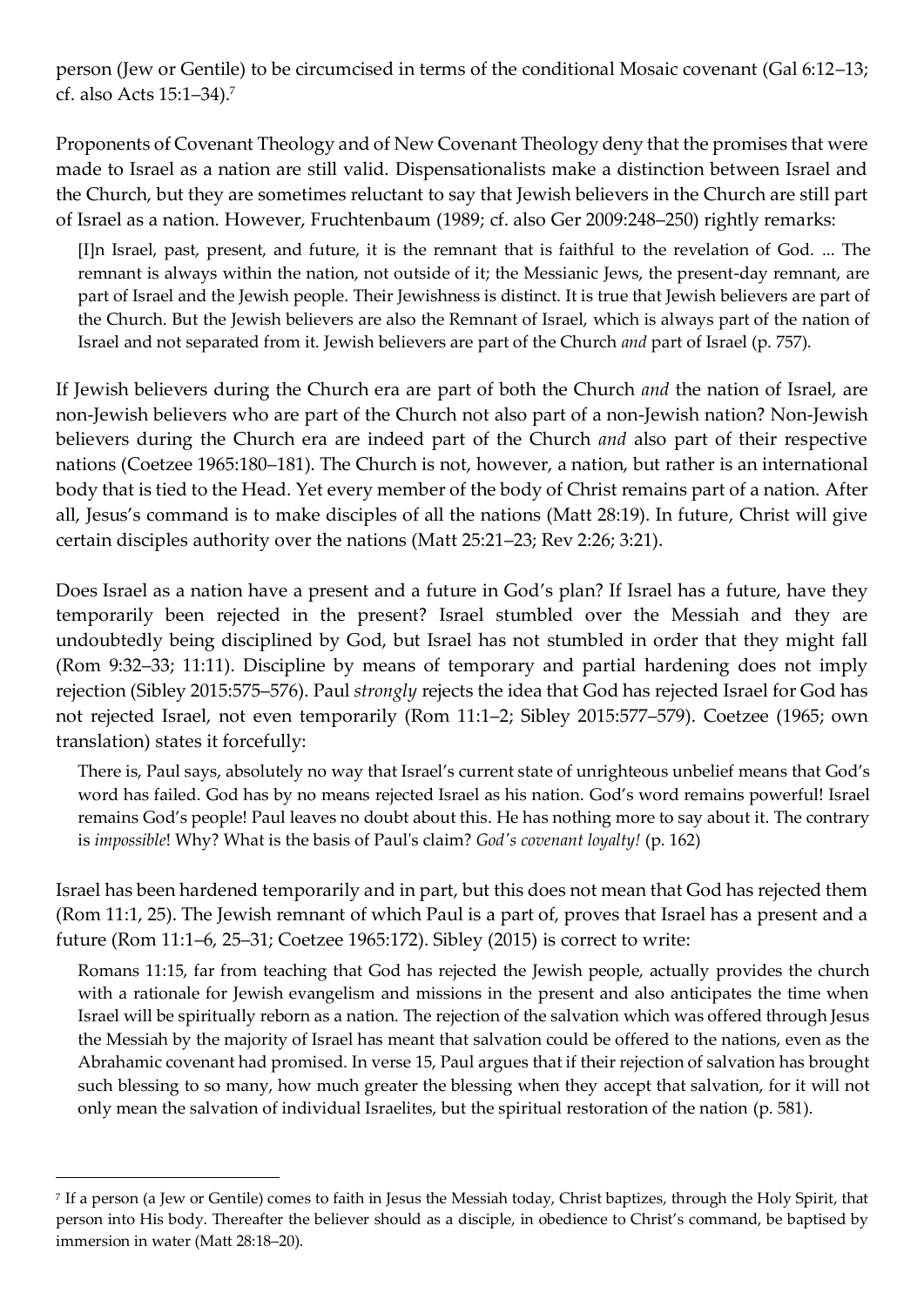person (Jew or Gentile) to be circumcised in terms of the conditional Mosaic covenant (Gal 6:12–13; cf. also Acts 15:1–34).[7]

Proponents of Covenant Theology and of New Covenant Theology deny that the promises that were made to Israel as a nation are still valid. Dispensationalists make a distinction between Israel and the Church, but they are sometimes reluctant to say that Jewish believers in the Church are still part of Israel as a nation. However, Fruchtenbaum (1989; cf. also Ger 2009:248–250) rightly remarks:

> [I]n Israel, past, present, and future, it is the remnant that is faithful to the revelation of God. ... The remnant is always within the nation, not outside of it; the Messianic Jews, the present-day remnant, are part of Israel and the Jewish people. Their Jewishness is distinct. It is true that Jewish believers are part of the Church. But the Jewish believers are also the Remnant of Israel, which is always part of the nation of Israel and not separated from it. Jewish believers are part of the Church *and* part of Israel (p. 757).

If Jewish believers during the Church era are part of both the Church *and* the nation of Israel, are non-Jewish believers who are part of the Church not also part of a non-Jewish nation? Non-Jewish believers during the Church era are indeed part of the Church *and* also part of their respective nations (Coetzee 1965:180–181). The Church is not, however, a nation, but rather is an international body that is tied to the Head. Yet every member of the body of Christ remains part of a nation. After all, Jesus's command is to make disciples of all the nations (Matt 28:19). In future, Christ will give certain disciples authority over the nations (Matt 25:21–23; Rev 2:26; 3:21).

Does Israel as a nation have a present and a future in God's plan? If Israel has a future, have they temporarily been rejected in the present? Israel stumbled over the Messiah and they are undoubtedly being disciplined by God, but Israel has not stumbled in order that they might fall (Rom 9:32–33; 11:11). Discipline by means of temporary and partial hardening does not imply rejection (Sibley 2015:575–576). Paul *strongly* rejects the idea that God has rejected Israel for God has not rejected Israel, not even temporarily (Rom 11:1–2; Sibley 2015:577–579). Coetzee (1965; own translation) states it forcefully:

> There is, Paul says, absolutely no way that Israel's current state of unrighteous unbelief means that God's word has failed. God has by no means rejected Israel as his nation. God's word remains powerful! Israel remains God's people! Paul leaves no doubt about this. He has nothing more to say about it. The contrary is *impossible*! Why? What is the basis of Paul's claim? *God's covenant loyalty!* (p. 162)

Israel has been hardened temporarily and in part, but this does not mean that God has rejected them (Rom 11:1, 25). The Jewish remnant of which Paul is a part of, proves that Israel has a present and a future (Rom 11:1–6, 25–31; Coetzee 1965:172). Sibley (2015) is correct to write:

> Romans 11:15, far from teaching that God has rejected the Jewish people, actually provides the church with a rationale for Jewish evangelism and missions in the present and also anticipates the time when Israel will be spiritually reborn as a nation. The rejection of the salvation which was offered through Jesus the Messiah by the majority of Israel has meant that salvation could be offered to the nations, even as the Abrahamic covenant had promised. In verse 15, Paul argues that if their rejection of salvation has brought such blessing to so many, how much greater the blessing when they accept that salvation, for it will not only mean the salvation of individual Israelites, but the spiritual restoration of the nation (p. 581).

---

[7] If a person (a Jew or Gentile) comes to faith in Jesus the Messiah today, Christ baptizes, through the Holy Spirit, that person into His body. Thereafter the believer should as a disciple, in obedience to Christ's command, be baptised by immersion in water (Matt 28:18–20).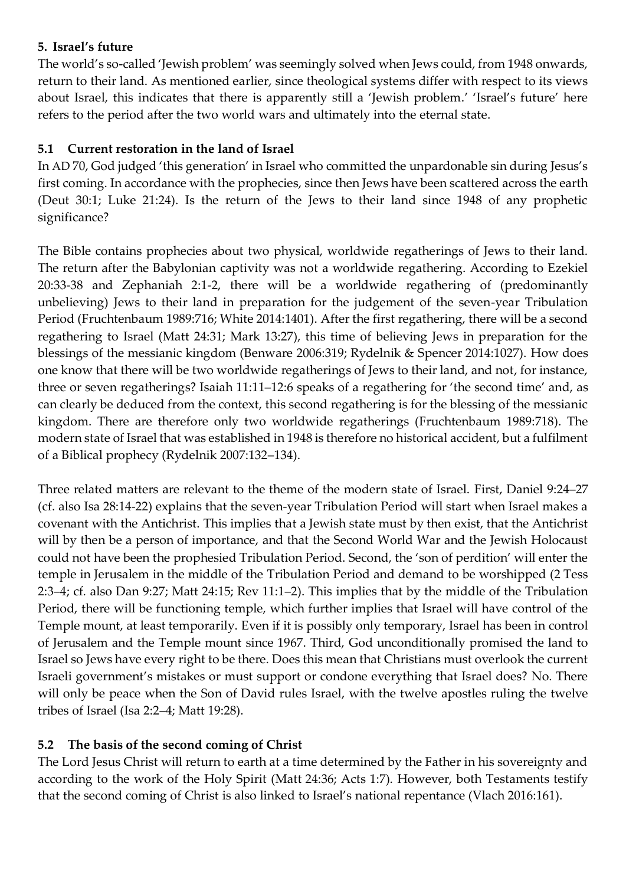## 5. Israel's future

The world's so-called 'Jewish problem' was seemingly solved when Jews could, from 1948 onwards, return to their land. As mentioned earlier, since theological systems differ with respect to its views about Israel, this indicates that there is apparently still a 'Jewish problem.' 'Israel's future' here refers to the period after the two world wars and ultimately into the eternal state.

### 5.1 Current restoration in the land of Israel

In AD 70, God judged 'this generation' in Israel who committed the unpardonable sin during Jesus's first coming. In accordance with the prophecies, since then Jews have been scattered across the earth (Deut 30:1; Luke 21:24). Is the return of the Jews to their land since 1948 of any prophetic significance?

The Bible contains prophecies about two physical, worldwide regatherings of Jews to their land. The return after the Babylonian captivity was not a worldwide regathering. According to Ezekiel 20:33-38 and Zephaniah 2:1-2, there will be a worldwide regathering of (predominantly unbelieving) Jews to their land in preparation for the judgement of the seven-year Tribulation Period (Fruchtenbaum 1989:716; White 2014:1401). After the first regathering, there will be a second regathering to Israel (Matt 24:31; Mark 13:27), this time of believing Jews in preparation for the blessings of the messianic kingdom (Benware 2006:319; Rydelnik & Spencer 2014:1027). How does one know that there will be two worldwide regatherings of Jews to their land, and not, for instance, three or seven regatherings? Isaiah 11:11–12:6 speaks of a regathering for 'the second time' and, as can clearly be deduced from the context, this second regathering is for the blessing of the messianic kingdom. There are therefore only two worldwide regatherings (Fruchtenbaum 1989:718). The modern state of Israel that was established in 1948 is therefore no historical accident, but a fulfilment of a Biblical prophecy (Rydelnik 2007:132–134).

Three related matters are relevant to the theme of the modern state of Israel. First, Daniel 9:24–27 (cf. also Isa 28:14-22) explains that the seven-year Tribulation Period will start when Israel makes a covenant with the Antichrist. This implies that a Jewish state must by then exist, that the Antichrist will by then be a person of importance, and that the Second World War and the Jewish Holocaust could not have been the prophesied Tribulation Period. Second, the 'son of perdition' will enter the temple in Jerusalem in the middle of the Tribulation Period and demand to be worshipped (2 Tess 2:3–4; cf. also Dan 9:27; Matt 24:15; Rev 11:1–2). This implies that by the middle of the Tribulation Period, there will be functioning temple, which further implies that Israel will have control of the Temple mount, at least temporarily. Even if it is possibly only temporary, Israel has been in control of Jerusalem and the Temple mount since 1967. Third, God unconditionally promised the land to Israel so Jews have every right to be there. Does this mean that Christians must overlook the current Israeli government's mistakes or must support or condone everything that Israel does? No. There will only be peace when the Son of David rules Israel, with the twelve apostles ruling the twelve tribes of Israel (Isa 2:2–4; Matt 19:28).

### 5.2 The basis of the second coming of Christ

The Lord Jesus Christ will return to earth at a time determined by the Father in his sovereignty and according to the work of the Holy Spirit (Matt 24:36; Acts 1:7). However, both Testaments testify that the second coming of Christ is also linked to Israel's national repentance (Vlach 2016:161).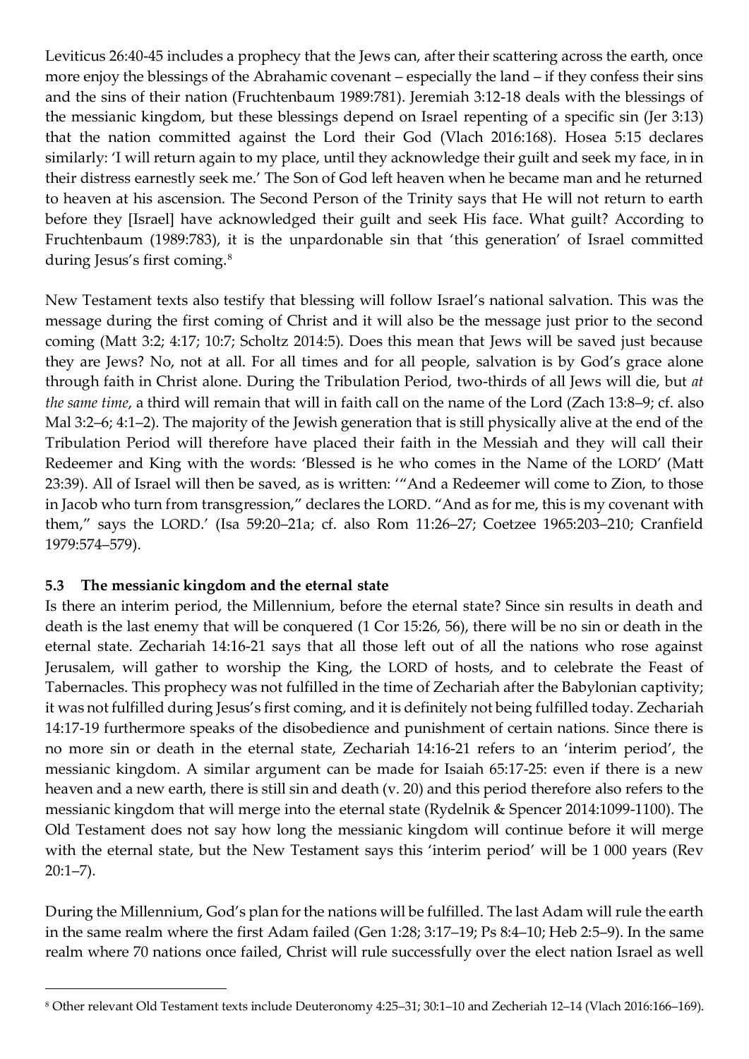Leviticus 26:40-45 includes a prophecy that the Jews can, after their scattering across the earth, once more enjoy the blessings of the Abrahamic covenant – especially the land – if they confess their sins and the sins of their nation (Fruchtenbaum 1989:781). Jeremiah 3:12-18 deals with the blessings of the messianic kingdom, but these blessings depend on Israel repenting of a specific sin (Jer 3:13) that the nation committed against the Lord their God (Vlach 2016:168). Hosea 5:15 declares similarly: 'I will return again to my place, until they acknowledge their guilt and seek my face, in in their distress earnestly seek me.' The Son of God left heaven when he became man and he returned to heaven at his ascension. The Second Person of the Trinity says that He will not return to earth before they [Israel] have acknowledged their guilt and seek His face. What guilt? According to Fruchtenbaum (1989:783), it is the unpardonable sin that 'this generation' of Israel committed during Jesus's first coming.[8]

New Testament texts also testify that blessing will follow Israel's national salvation. This was the message during the first coming of Christ and it will also be the message just prior to the second coming (Matt 3:2; 4:17; 10:7; Scholtz 2014:5). Does this mean that Jews will be saved just because they are Jews? No, not at all. For all times and for all people, salvation is by God's grace alone through faith in Christ alone. During the Tribulation Period, two-thirds of all Jews will die, but *at the same time*, a third will remain that will in faith call on the name of the Lord (Zach 13:8–9; cf. also Mal 3:2–6; 4:1–2). The majority of the Jewish generation that is still physically alive at the end of the Tribulation Period will therefore have placed their faith in the Messiah and they will call their Redeemer and King with the words: 'Blessed is he who comes in the Name of the LORD' (Matt 23:39). All of Israel will then be saved, as is written: '"And a Redeemer will come to Zion, to those in Jacob who turn from transgression," declares the LORD. "And as for me, this is my covenant with them," says the LORD.' (Isa 59:20–21a; cf. also Rom 11:26–27; Coetzee 1965:203–210; Cranfield 1979:574–579).

### 5.3 The messianic kingdom and the eternal state

Is there an interim period, the Millennium, before the eternal state? Since sin results in death and death is the last enemy that will be conquered (1 Cor 15:26, 56), there will be no sin or death in the eternal state. Zechariah 14:16-21 says that all those left out of all the nations who rose against Jerusalem, will gather to worship the King, the LORD of hosts, and to celebrate the Feast of Tabernacles. This prophecy was not fulfilled in the time of Zechariah after the Babylonian captivity; it was not fulfilled during Jesus's first coming, and it is definitely not being fulfilled today. Zechariah 14:17-19 furthermore speaks of the disobedience and punishment of certain nations. Since there is no more sin or death in the eternal state, Zechariah 14:16-21 refers to an 'interim period', the messianic kingdom. A similar argument can be made for Isaiah 65:17-25: even if there is a new heaven and a new earth, there is still sin and death (v. 20) and this period therefore also refers to the messianic kingdom that will merge into the eternal state (Rydelnik & Spencer 2014:1099-1100). The Old Testament does not say how long the messianic kingdom will continue before it will merge with the eternal state, but the New Testament says this 'interim period' will be 1 000 years (Rev 20:1–7).

During the Millennium, God's plan for the nations will be fulfilled. The last Adam will rule the earth in the same realm where the first Adam failed (Gen 1:28; 3:17–19; Ps 8:4–10; Heb 2:5–9). In the same realm where 70 nations once failed, Christ will rule successfully over the elect nation Israel as well

---

[8] Other relevant Old Testament texts include Deuteronomy 4:25–31; 30:1–10 and Zecheriah 12–14 (Vlach 2016:166–169).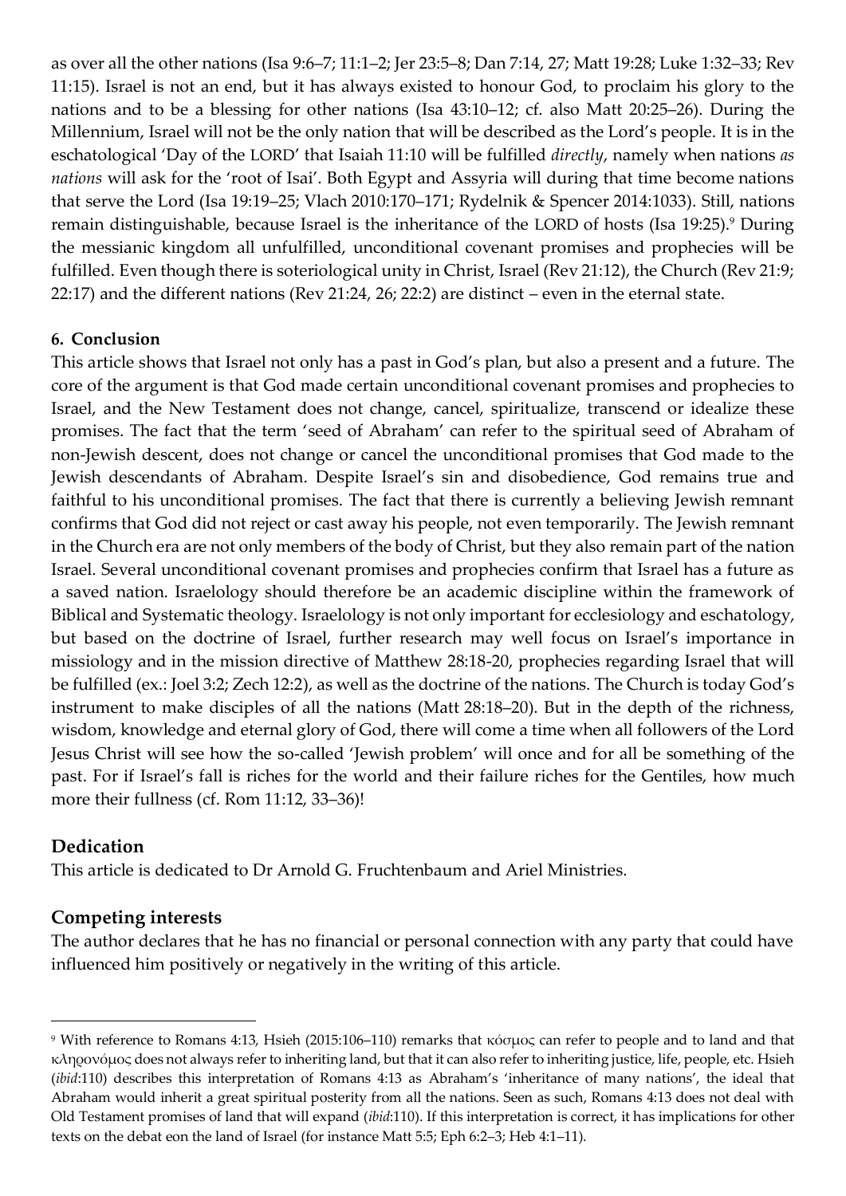as over all the other nations (Isa 9:6–7; 11:1–2; Jer 23:5–8; Dan 7:14, 27; Matt 19:28; Luke 1:32–33; Rev 11:15). Israel is not an end, but it has always existed to honour God, to proclaim his glory to the nations and to be a blessing for other nations (Isa 43:10–12; cf. also Matt 20:25–26). During the Millennium, Israel will not be the only nation that will be described as the Lord's people. It is in the eschatological 'Day of the LORD' that Isaiah 11:10 will be fulfilled *directly*, namely when nations *as nations* will ask for the 'root of Isai'. Both Egypt and Assyria will during that time become nations that serve the Lord (Isa 19:19–25; Vlach 2010:170–171; Rydelnik & Spencer 2014:1033). Still, nations remain distinguishable, because Israel is the inheritance of the LORD of hosts (Isa 19:25).[9] During the messianic kingdom all unfulfilled, unconditional covenant promises and prophecies will be fulfilled. Even though there is soteriological unity in Christ, Israel (Rev 21:12), the Church (Rev 21:9; 22:17) and the different nations (Rev 21:24, 26; 22:2) are distinct – even in the eternal state.

#### 6. Conclusion

This article shows that Israel not only has a past in God's plan, but also a present and a future. The core of the argument is that God made certain unconditional covenant promises and prophecies to Israel, and the New Testament does not change, cancel, spiritualize, transcend or idealize these promises. The fact that the term 'seed of Abraham' can refer to the spiritual seed of Abraham of non-Jewish descent, does not change or cancel the unconditional promises that God made to the Jewish descendants of Abraham. Despite Israel's sin and disobedience, God remains true and faithful to his unconditional promises. The fact that there is currently a believing Jewish remnant confirms that God did not reject or cast away his people, not even temporarily. The Jewish remnant in the Church era are not only members of the body of Christ, but they also remain part of the nation Israel. Several unconditional covenant promises and prophecies confirm that Israel has a future as a saved nation. Israelology should therefore be an academic discipline within the framework of Biblical and Systematic theology. Israelology is not only important for ecclesiology and eschatology, but based on the doctrine of Israel, further research may well focus on Israel's importance in missiology and in the mission directive of Matthew 28:18-20, prophecies regarding Israel that will be fulfilled (ex.: Joel 3:2; Zech 12:2), as well as the doctrine of the nations. The Church is today God's instrument to make disciples of all the nations (Matt 28:18–20). But in the depth of the richness, wisdom, knowledge and eternal glory of God, there will come a time when all followers of the Lord Jesus Christ will see how the so-called 'Jewish problem' will once and for all be something of the past. For if Israel's fall is riches for the world and their failure riches for the Gentiles, how much more their fullness (cf. Rom 11:12, 33–36)!

### Dedication

This article is dedicated to Dr Arnold G. Fruchtenbaum and Ariel Ministries.

### Competing interests

The author declares that he has no financial or personal connection with any party that could have influenced him positively or negatively in the writing of this article.

---

[9] With reference to Romans 4:13, Hsieh (2015:106–110) remarks that κόσμος can refer to people and to land and that κληρονόμος does not always refer to inheriting land, but that it can also refer to inheriting justice, life, people, etc. Hsieh (*ibid*:110) describes this interpretation of Romans 4:13 as Abraham's 'inheritance of many nations', the ideal that Abraham would inherit a great spiritual posterity from all the nations. Seen as such, Romans 4:13 does not deal with Old Testament promises of land that will expand (*ibid*:110). If this interpretation is correct, it has implications for other texts on the debat eon the land of Israel (for instance Matt 5:5; Eph 6:2–3; Heb 4:1–11).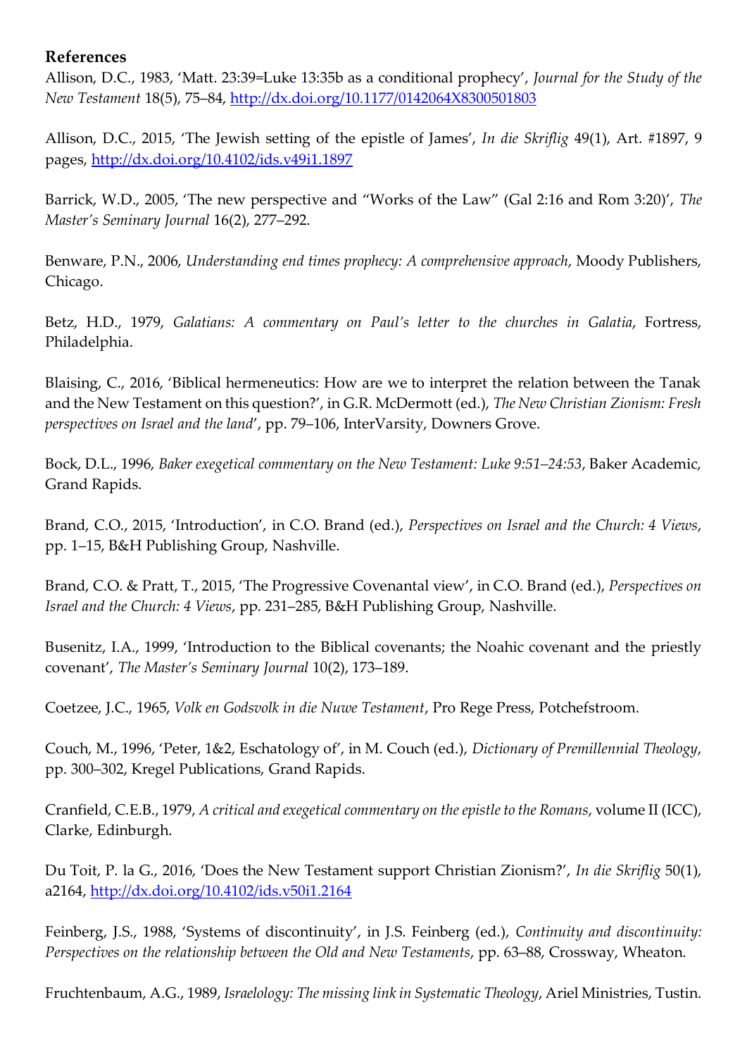**References**

Allison, D.C., 1983, 'Matt. 23:39=Luke 13:35b as a conditional prophecy', *Journal for the Study of the New Testament* 18(5), 75–84, http://dx.doi.org/10.1177/0142064X8300501803

Allison, D.C., 2015, 'The Jewish setting of the epistle of James', *In die Skriflig* 49(1), Art. #1897, 9 pages, http://dx.doi.org/10.4102/ids.v49i1.1897

Barrick, W.D., 2005, 'The new perspective and "Works of the Law" (Gal 2:16 and Rom 3:20)', *The Master's Seminary Journal* 16(2), 277–292.

Benware, P.N., 2006, *Understanding end times prophecy: A comprehensive approach*, Moody Publishers, Chicago.

Betz, H.D., 1979, *Galatians: A commentary on Paul's letter to the churches in Galatia*, Fortress, Philadelphia.

Blaising, C., 2016, 'Biblical hermeneutics: How are we to interpret the relation between the Tanak and the New Testament on this question?', in G.R. McDermott (ed.), *The New Christian Zionism: Fresh perspectives on Israel and the land*', pp. 79–106, InterVarsity, Downers Grove.

Bock, D.L., 1996, *Baker exegetical commentary on the New Testament: Luke 9:51–24:53*, Baker Academic, Grand Rapids.

Brand, C.O., 2015, 'Introduction', in C.O. Brand (ed.), *Perspectives on Israel and the Church: 4 Views*, pp. 1–15, B&H Publishing Group, Nashville.

Brand, C.O. & Pratt, T., 2015, 'The Progressive Covenantal view', in C.O. Brand (ed.), *Perspectives on Israel and the Church: 4 Views*, pp. 231–285, B&H Publishing Group, Nashville.

Busenitz, I.A., 1999, 'Introduction to the Biblical covenants; the Noahic covenant and the priestly covenant', *The Master's Seminary Journal* 10(2), 173–189.

Coetzee, J.C., 1965, *Volk en Godsvolk in die Nuwe Testament*, Pro Rege Press, Potchefstroom.

Couch, M., 1996, 'Peter, 1&2, Eschatology of', in M. Couch (ed.), *Dictionary of Premillennial Theology*, pp. 300–302, Kregel Publications, Grand Rapids.

Cranfield, C.E.B., 1979, *A critical and exegetical commentary on the epistle to the Romans*, volume II (ICC), Clarke, Edinburgh.

Du Toit, P. la G., 2016, 'Does the New Testament support Christian Zionism?', *In die Skriflig* 50(1), a2164, http://dx.doi.org/10.4102/ids.v50i1.2164

Feinberg, J.S., 1988, 'Systems of discontinuity', in J.S. Feinberg (ed.), *Continuity and discontinuity: Perspectives on the relationship between the Old and New Testaments*, pp. 63–88, Crossway, Wheaton.

Fruchtenbaum, A.G., 1989, *Israelology: The missing link in Systematic Theology*, Ariel Ministries, Tustin.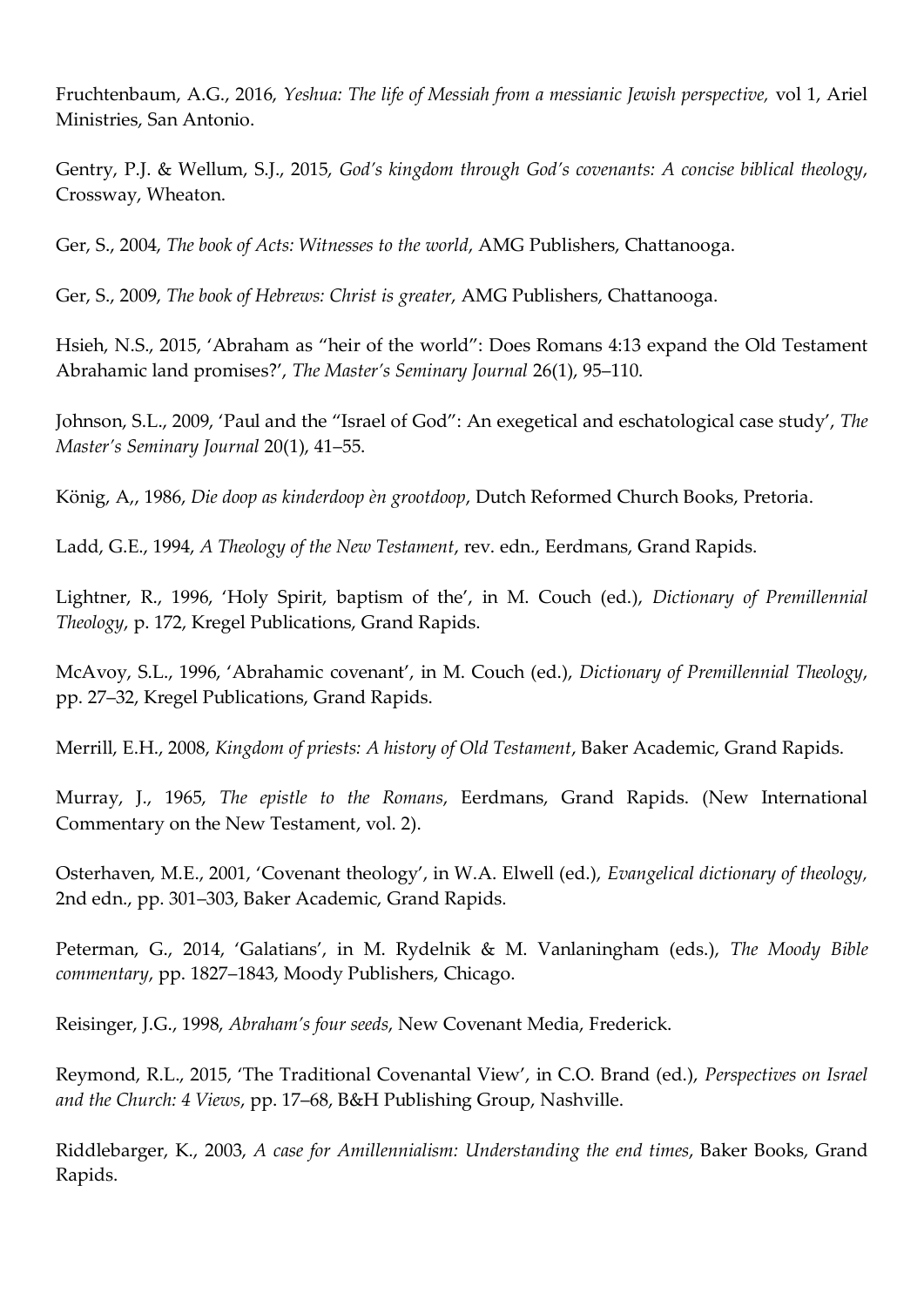Fruchtenbaum, A.G., 2016, *Yeshua: The life of Messiah from a messianic Jewish perspective,* vol 1, Ariel Ministries, San Antonio.

Gentry, P.J. & Wellum, S.J., 2015, *God's kingdom through God's covenants: A concise biblical theology*, Crossway, Wheaton.

Ger, S., 2004, *The book of Acts: Witnesses to the world*, AMG Publishers, Chattanooga.

Ger, S., 2009, *The book of Hebrews: Christ is greater*, AMG Publishers, Chattanooga.

Hsieh, N.S., 2015, 'Abraham as "heir of the world": Does Romans 4:13 expand the Old Testament Abrahamic land promises?', *The Master's Seminary Journal* 26(1), 95–110.

Johnson, S.L., 2009, 'Paul and the "Israel of God": An exegetical and eschatological case study', *The Master's Seminary Journal* 20(1), 41–55.

König, A,, 1986, *Die doop as kinderdoop èn grootdoop*, Dutch Reformed Church Books, Pretoria.

Ladd, G.E., 1994, *A Theology of the New Testament*, rev. edn., Eerdmans, Grand Rapids.

Lightner, R., 1996, 'Holy Spirit, baptism of the', in M. Couch (ed.), *Dictionary of Premillennial Theology*, p. 172, Kregel Publications, Grand Rapids.

McAvoy, S.L., 1996, 'Abrahamic covenant', in M. Couch (ed.), *Dictionary of Premillennial Theology*, pp. 27–32, Kregel Publications, Grand Rapids.

Merrill, E.H., 2008, *Kingdom of priests: A history of Old Testament*, Baker Academic, Grand Rapids.

Murray, J., 1965, *The epistle to the Romans*, Eerdmans, Grand Rapids. (New International Commentary on the New Testament, vol. 2).

Osterhaven, M.E., 2001, 'Covenant theology', in W.A. Elwell (ed.), *Evangelical dictionary of theology,* 2nd edn., pp. 301–303, Baker Academic, Grand Rapids.

Peterman, G., 2014, 'Galatians', in M. Rydelnik & M. Vanlaningham (eds.), *The Moody Bible commentary*, pp. 1827–1843, Moody Publishers, Chicago.

Reisinger, J.G., 1998, *Abraham's four seeds*, New Covenant Media, Frederick.

Reymond, R.L., 2015, 'The Traditional Covenantal View', in C.O. Brand (ed.), *Perspectives on Israel and the Church: 4 Views*, pp. 17–68, B&H Publishing Group, Nashville.

Riddlebarger, K., 2003, *A case for Amillennialism: Understanding the end times*, Baker Books, Grand Rapids.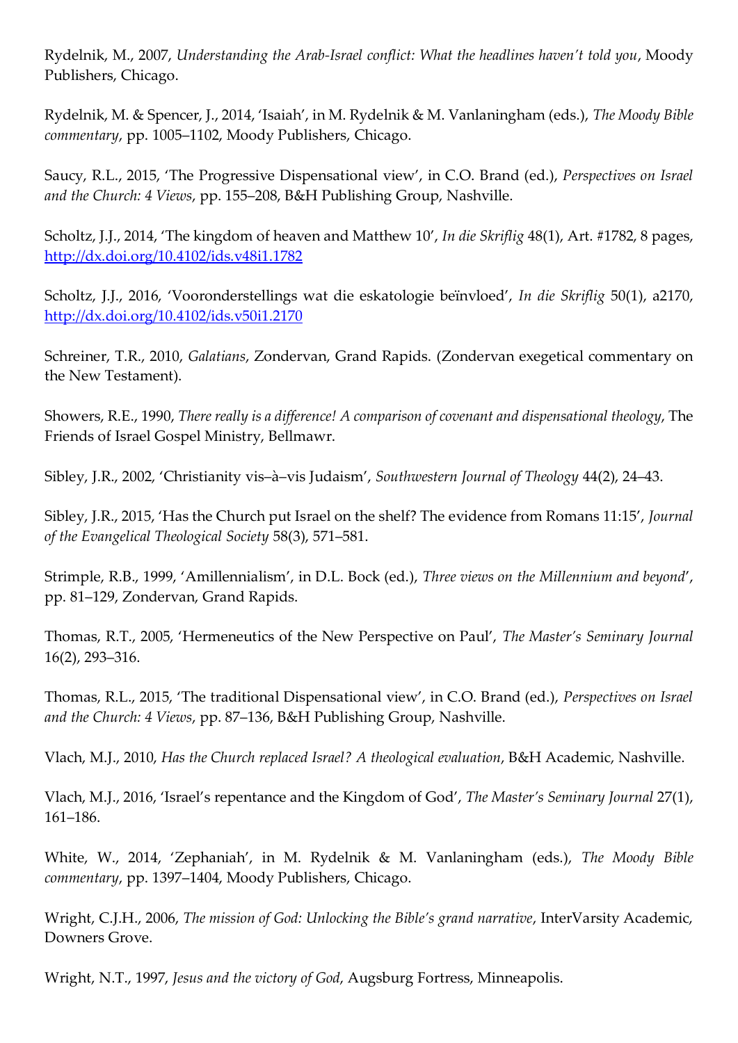Rydelnik, M., 2007, *Understanding the Arab-Israel conflict: What the headlines haven't told you*, Moody Publishers, Chicago.

Rydelnik, M. & Spencer, J., 2014, 'Isaiah', in M. Rydelnik & M. Vanlaningham (eds.), *The Moody Bible commentary*, pp. 1005–1102, Moody Publishers, Chicago.

Saucy, R.L., 2015, 'The Progressive Dispensational view', in C.O. Brand (ed.), *Perspectives on Israel and the Church: 4 Views*, pp. 155–208, B&H Publishing Group, Nashville.

Scholtz, J.J., 2014, 'The kingdom of heaven and Matthew 10', *In die Skriflig* 48(1), Art. #1782, 8 pages, http://dx.doi.org/10.4102/ids.v48i1.1782

Scholtz, J.J., 2016, 'Vooronderstellings wat die eskatologie beïnvloed', *In die Skriflig* 50(1), a2170, http://dx.doi.org/10.4102/ids.v50i1.2170

Schreiner, T.R., 2010, *Galatians*, Zondervan, Grand Rapids. (Zondervan exegetical commentary on the New Testament).

Showers, R.E., 1990, *There really is a difference! A comparison of covenant and dispensational theology*, The Friends of Israel Gospel Ministry, Bellmawr.

Sibley, J.R., 2002, 'Christianity vis–à–vis Judaism', *Southwestern Journal of Theology* 44(2), 24–43.

Sibley, J.R., 2015, 'Has the Church put Israel on the shelf? The evidence from Romans 11:15', *Journal of the Evangelical Theological Society* 58(3), 571–581.

Strimple, R.B., 1999, 'Amillennialism', in D.L. Bock (ed.), *Three views on the Millennium and beyond*', pp. 81–129, Zondervan, Grand Rapids.

Thomas, R.T., 2005, 'Hermeneutics of the New Perspective on Paul', *The Master's Seminary Journal* 16(2), 293–316.

Thomas, R.L., 2015, 'The traditional Dispensational view', in C.O. Brand (ed.), *Perspectives on Israel and the Church: 4 Views*, pp. 87–136, B&H Publishing Group, Nashville.

Vlach, M.J., 2010, *Has the Church replaced Israel? A theological evaluation*, B&H Academic, Nashville.

Vlach, M.J., 2016, 'Israel's repentance and the Kingdom of God', *The Master's Seminary Journal* 27(1), 161–186.

White, W., 2014, 'Zephaniah', in M. Rydelnik & M. Vanlaningham (eds.), *The Moody Bible commentary*, pp. 1397–1404, Moody Publishers, Chicago.

Wright, C.J.H., 2006, *The mission of God: Unlocking the Bible's grand narrative*, InterVarsity Academic, Downers Grove.

Wright, N.T., 1997, *Jesus and the victory of God*, Augsburg Fortress, Minneapolis.